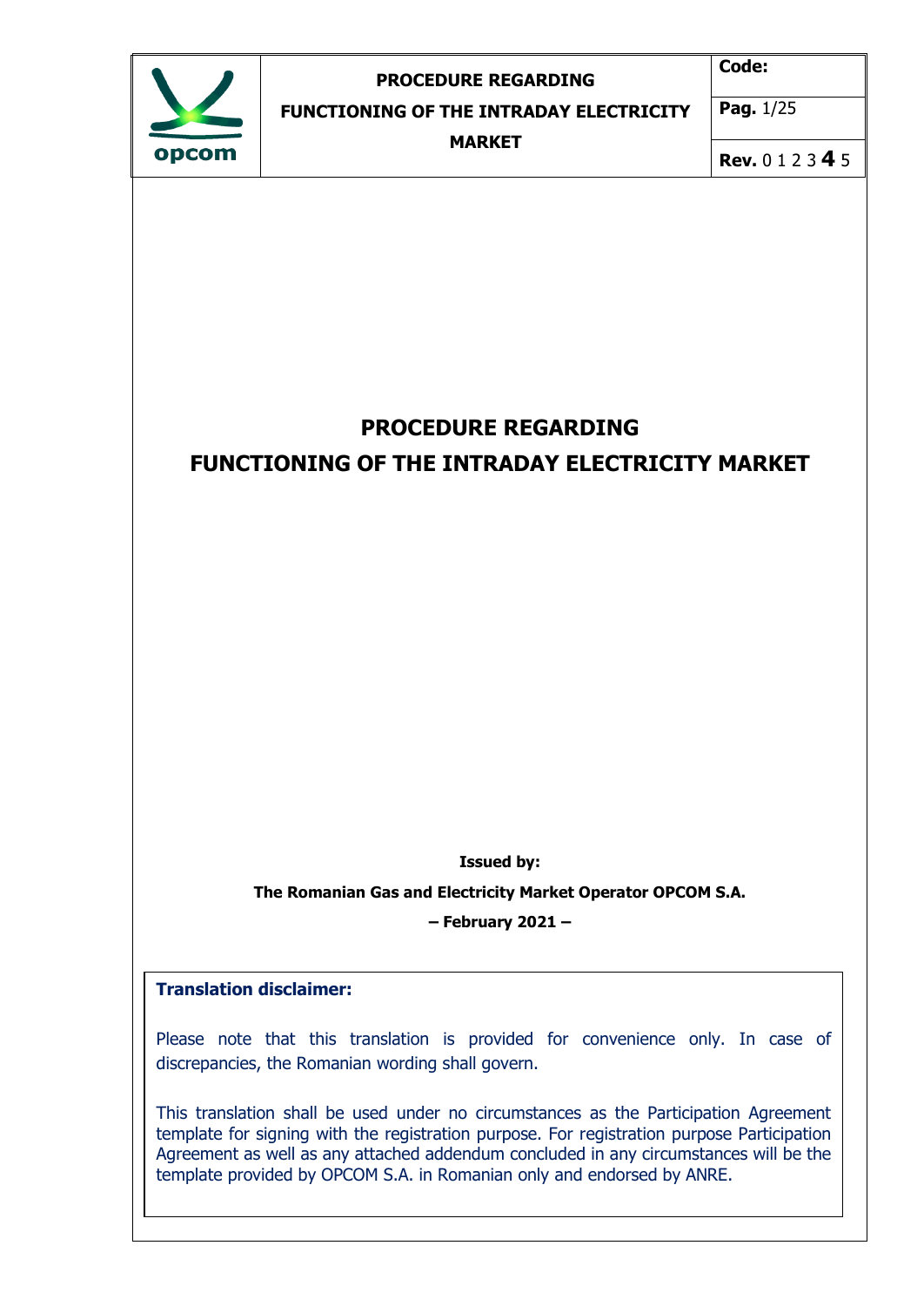# PROCEDURE REGARDING FUNCTIONING OF THE INTRADAY ELECTRICITY MARKET

**Issued by:**

**The Romanian Gas and Electricity Market Operator OPCOM S.A.**

**– February 2021 –**

**Translation disclaimer:**

Please note that this translation is provided for convenience only. In case of discrepancies, the Romanian wording shall govern.

This translation shall be used under no circumstances as the Participation Agreement template for signing with the registration purpose. For registration purpose Participation Agreement as well as any attached addendum concluded in any circumstances will be the template provided by OPCOM S.A. in Romanian only and endorsed by ANRE.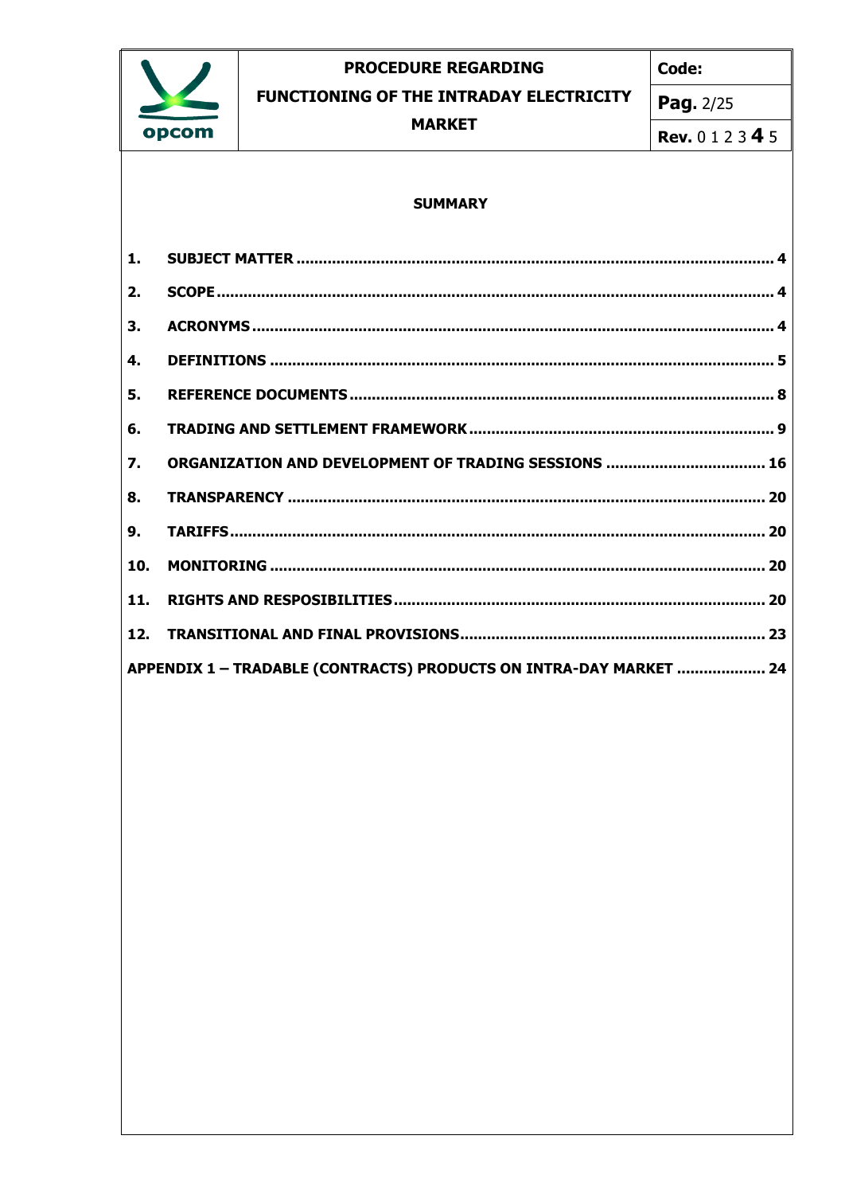## SUMMARY

1. SUBJECT MATTER ..... 4
2. SCOPE ..... 4
3. ACRONYMS ..... 4
4. DEFINITIONS ..... 5
5. REFERENCE DOCUMENTS ..... 8
6. TRADING AND SETTLEMENT FRAMEWORK ..... 9
7. ORGANIZATION AND DEVELOPMENT OF TRADING SESSIONS ..... 16
8. TRANSPARENCY ..... 20
9. TARIFFS ..... 20
10. MONITORING ..... 20
11. RIGHTS AND RESPOSIBILITIES ..... 20
12. TRANSITIONAL AND FINAL PROVISIONS ..... 23

APPENDIX 1 – TRADABLE (CONTRACTS) PRODUCTS ON INTRA-DAY MARKET ..... 24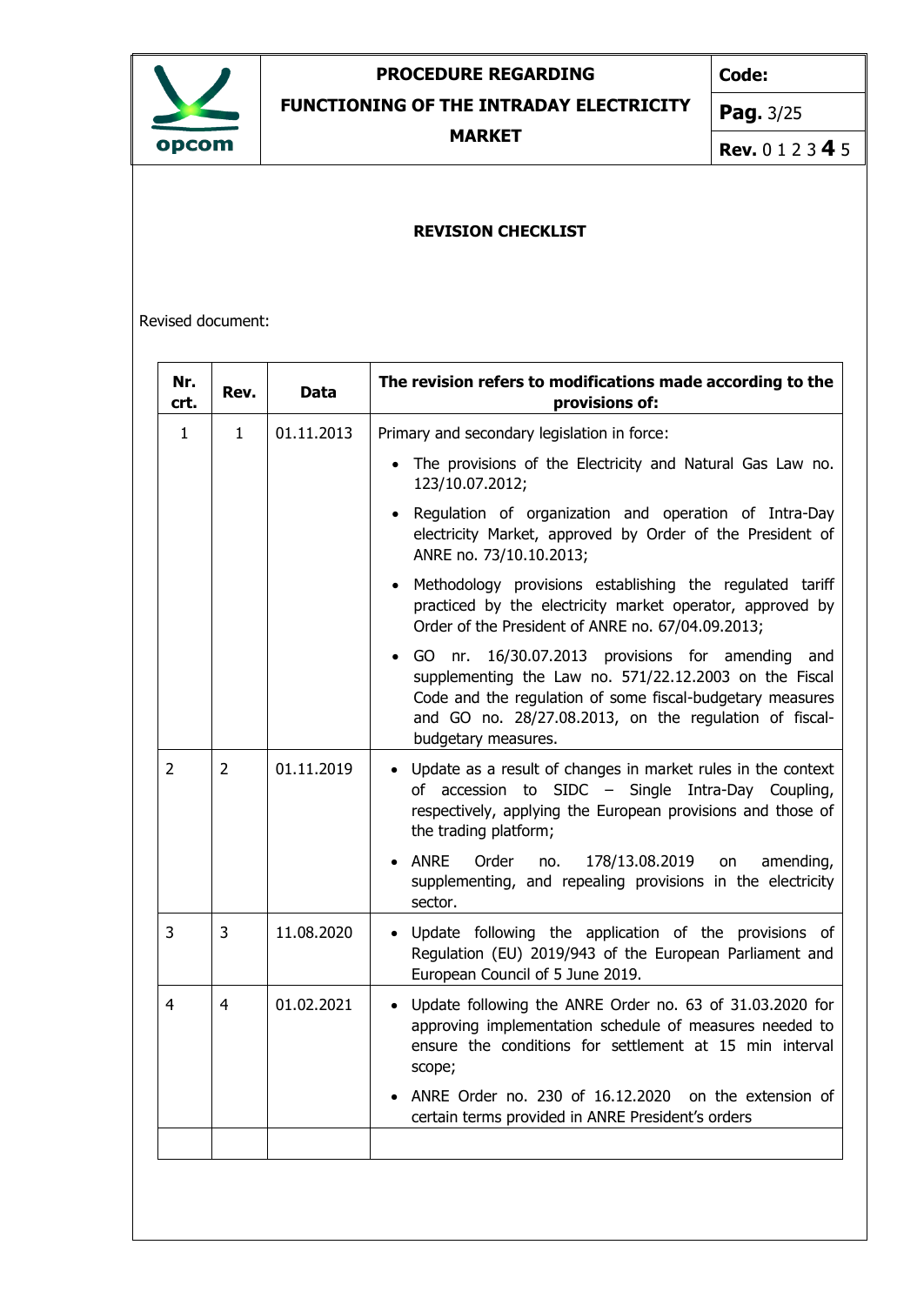**REVISION CHECKLIST**

Revised document:

| Nr. crt. | Rev. | Data | The revision refers to modifications made according to the provisions of: |
|---|---|---|---|
| 1 | 1 | 01.11.2013 | Primary and secondary legislation in force:<br>• The provisions of the Electricity and Natural Gas Law no. 123/10.07.2012;<br>• Regulation of organization and operation of Intra-Day electricity Market, approved by Order of the President of ANRE no. 73/10.10.2013;<br>• Methodology provisions establishing the regulated tariff practiced by the electricity market operator, approved by Order of the President of ANRE no. 67/04.09.2013;<br>• GO nr. 16/30.07.2013 provisions for amending and supplementing the Law no. 571/22.12.2003 on the Fiscal Code and the regulation of some fiscal-budgetary measures and GO no. 28/27.08.2013, on the regulation of fiscal-budgetary measures. |
| 2 | 2 | 01.11.2019 | • Update as a result of changes in market rules in the context of accession to SIDC – Single Intra-Day Coupling, respectively, applying the European provisions and those of the trading platform;<br>• ANRE Order no. 178/13.08.2019 on amending, supplementing, and repealing provisions in the electricity sector. |
| 3 | 3 | 11.08.2020 | • Update following the application of the provisions of Regulation (EU) 2019/943 of the European Parliament and European Council of 5 June 2019. |
| 4 | 4 | 01.02.2021 | • Update following the ANRE Order no. 63 of 31.03.2020 for approving implementation schedule of measures needed to ensure the conditions for settlement at 15 min interval scope;<br>• ANRE Order no. 230 of 16.12.2020 on the extension of certain terms provided in ANRE President's orders |
| | | | |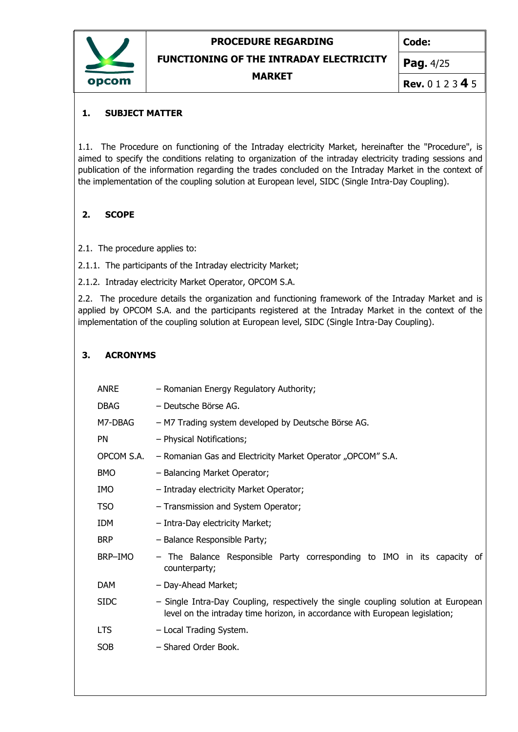## 1. SUBJECT MATTER

1.1. The Procedure on functioning of the Intraday electricity Market, hereinafter the "Procedure", is aimed to specify the conditions relating to organization of the intraday electricity trading sessions and publication of the information regarding the trades concluded on the Intraday Market in the context of the implementation of the coupling solution at European level, SIDC (Single Intra-Day Coupling).

## 2. SCOPE

2.1. The procedure applies to:

2.1.1. The participants of the Intraday electricity Market;

2.1.2. Intraday electricity Market Operator, OPCOM S.A.

2.2. The procedure details the organization and functioning framework of the Intraday Market and is applied by OPCOM S.A. and the participants registered at the Intraday Market in the context of the implementation of the coupling solution at European level, SIDC (Single Intra-Day Coupling).

## 3. ACRONYMS

| | |
|---|---|
| ANRE | – Romanian Energy Regulatory Authority; |
| DBAG | – Deutsche Börse AG. |
| M7-DBAG | – M7 Trading system developed by Deutsche Börse AG. |
| PN | – Physical Notifications; |
| OPCOM S.A. | – Romanian Gas and Electricity Market Operator „OPCOM" S.A. |
| BMO | – Balancing Market Operator; |
| IMO | – Intraday electricity Market Operator; |
| TSO | – Transmission and System Operator; |
| IDM | – Intra-Day electricity Market; |
| BRP | – Balance Responsible Party; |
| BRP–IMO | – The Balance Responsible Party corresponding to IMO in its capacity of counterparty; |
| DAM | – Day-Ahead Market; |
| SIDC | – Single Intra-Day Coupling, respectively the single coupling solution at European level on the intraday time horizon, in accordance with European legislation; |
| LTS | – Local Trading System. |
| SOB | – Shared Order Book. |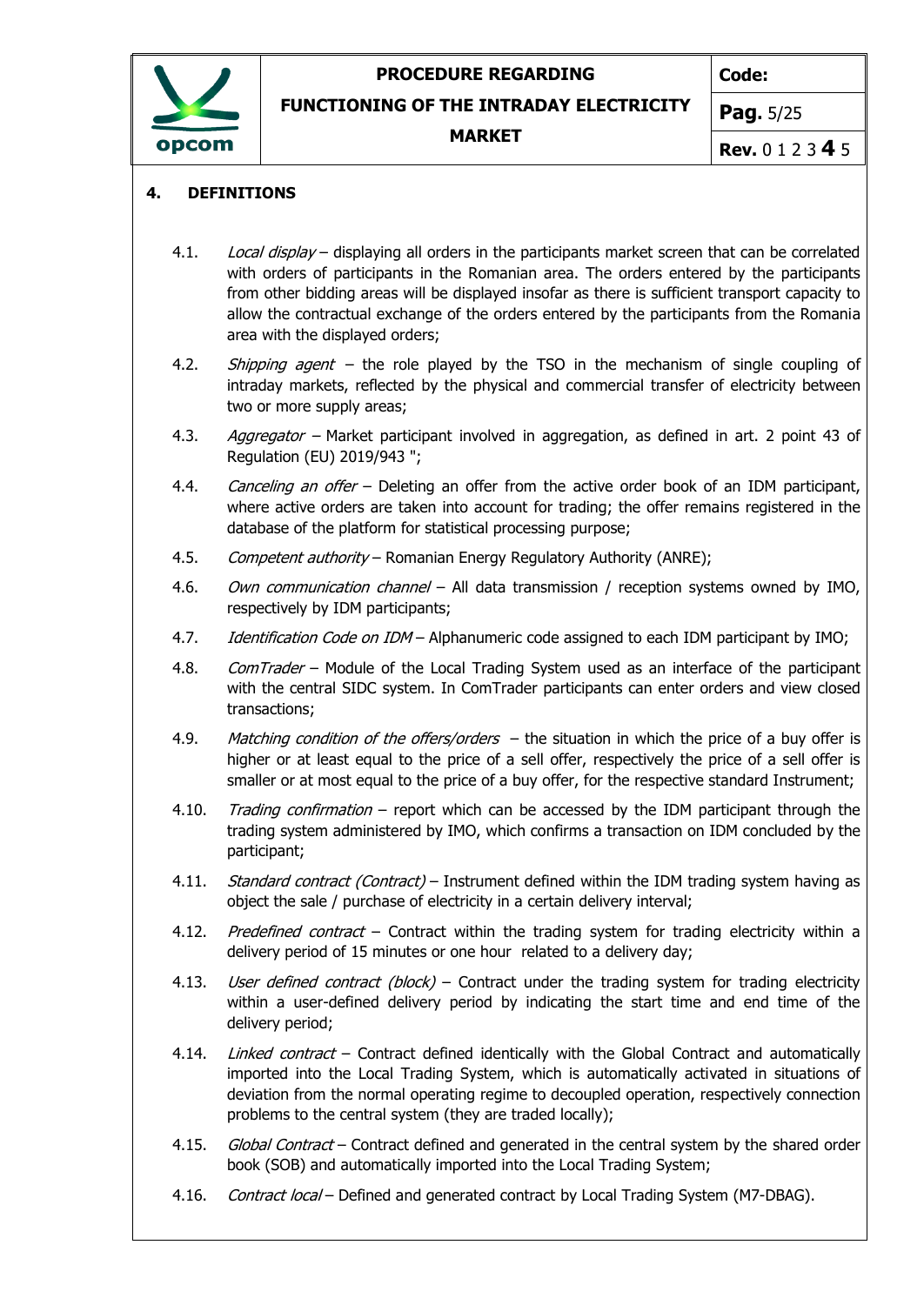## 4. DEFINITIONS

4.1. *Local display* – displaying all orders in the participants market screen that can be correlated with orders of participants in the Romanian area. The orders entered by the participants from other bidding areas will be displayed insofar as there is sufficient transport capacity to allow the contractual exchange of the orders entered by the participants from the Romania area with the displayed orders;

4.2. *Shipping agent* – the role played by the TSO in the mechanism of single coupling of intraday markets, reflected by the physical and commercial transfer of electricity between two or more supply areas;

4.3. *Aggregator* – Market participant involved in aggregation, as defined in art. 2 point 43 of Regulation (EU) 2019/943 ";

4.4. *Canceling an offer* – Deleting an offer from the active order book of an IDM participant, where active orders are taken into account for trading; the offer remains registered in the database of the platform for statistical processing purpose;

4.5. *Competent authority* – Romanian Energy Regulatory Authority (ANRE);

4.6. *Own communication channel* – All data transmission / reception systems owned by IMO, respectively by IDM participants;

4.7. *Identification Code on IDM* – Alphanumeric code assigned to each IDM participant by IMO;

4.8. *ComTrader* – Module of the Local Trading System used as an interface of the participant with the central SIDC system. In ComTrader participants can enter orders and view closed transactions;

4.9. *Matching condition of the offers/orders* – the situation in which the price of a buy offer is higher or at least equal to the price of a sell offer, respectively the price of a sell offer is smaller or at most equal to the price of a buy offer, for the respective standard Instrument;

4.10. *Trading confirmation* – report which can be accessed by the IDM participant through the trading system administered by IMO, which confirms a transaction on IDM concluded by the participant;

4.11. *Standard contract (Contract)* – Instrument defined within the IDM trading system having as object the sale / purchase of electricity in a certain delivery interval;

4.12. *Predefined contract* – Contract within the trading system for trading electricity within a delivery period of 15 minutes or one hour related to a delivery day;

4.13. *User defined contract (block)* – Contract under the trading system for trading electricity within a user-defined delivery period by indicating the start time and end time of the delivery period;

4.14. *Linked contract* – Contract defined identically with the Global Contract and automatically imported into the Local Trading System, which is automatically activated in situations of deviation from the normal operating regime to decoupled operation, respectively connection problems to the central system (they are traded locally);

4.15. *Global Contract* – Contract defined and generated in the central system by the shared order book (SOB) and automatically imported into the Local Trading System;

4.16. *Contract local* – Defined and generated contract by Local Trading System (M7-DBAG).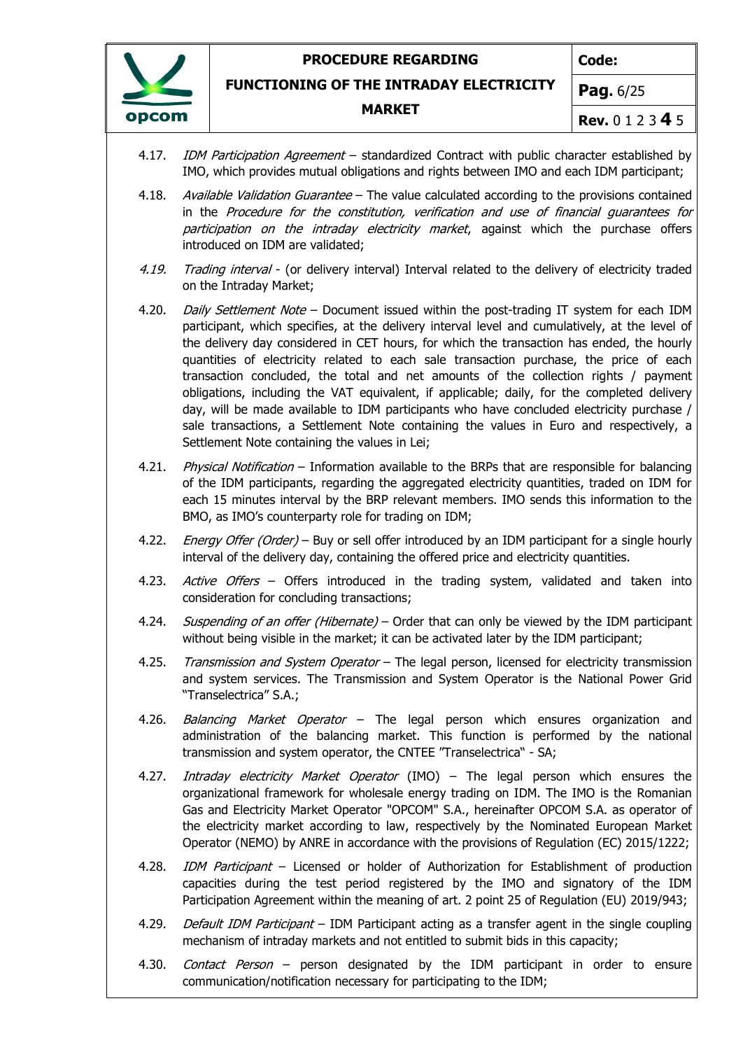4.17. *IDM Participation Agreement* – standardized Contract with public character established by IMO, which provides mutual obligations and rights between IMO and each IDM participant;

4.18. *Available Validation Guarantee* – The value calculated according to the provisions contained in the *Procedure for the constitution, verification and use of financial guarantees for participation on the intraday electricity market*, against which the purchase offers introduced on IDM are validated;

*4.19.* *Trading interval* - (or delivery interval) Interval related to the delivery of electricity traded on the Intraday Market;

4.20. *Daily Settlement Note* – Document issued within the post-trading IT system for each IDM participant, which specifies, at the delivery interval level and cumulatively, at the level of the delivery day considered in CET hours, for which the transaction has ended, the hourly quantities of electricity related to each sale transaction purchase, the price of each transaction concluded, the total and net amounts of the collection rights / payment obligations, including the VAT equivalent, if applicable; daily, for the completed delivery day, will be made available to IDM participants who have concluded electricity purchase / sale transactions, a Settlement Note containing the values in Euro and respectively, a Settlement Note containing the values in Lei;

4.21. *Physical Notification* – Information available to the BRPs that are responsible for balancing of the IDM participants, regarding the aggregated electricity quantities, traded on IDM for each 15 minutes interval by the BRP relevant members. IMO sends this information to the BMO, as IMO's counterparty role for trading on IDM;

4.22. *Energy Offer (Order)* – Buy or sell offer introduced by an IDM participant for a single hourly interval of the delivery day, containing the offered price and electricity quantities.

4.23. *Active Offers* – Offers introduced in the trading system, validated and taken into consideration for concluding transactions;

4.24. *Suspending of an offer (Hibernate)* – Order that can only be viewed by the IDM participant without being visible in the market; it can be activated later by the IDM participant;

4.25. *Transmission and System Operator* – The legal person, licensed for electricity transmission and system services. The Transmission and System Operator is the National Power Grid "Transelectrica" S.A.;

4.26. *Balancing Market Operator* – The legal person which ensures organization and administration of the balancing market. This function is performed by the national transmission and system operator, the CNTEE "Transelectrica" - SA;

4.27. *Intraday electricity Market Operator* (IMO) – The legal person which ensures the organizational framework for wholesale energy trading on IDM. The IMO is the Romanian Gas and Electricity Market Operator "OPCOM" S.A., hereinafter OPCOM S.A. as operator of the electricity market according to law, respectively by the Nominated European Market Operator (NEMO) by ANRE in accordance with the provisions of Regulation (EC) 2015/1222;

4.28. *IDM Participant* – Licensed or holder of Authorization for Establishment of production capacities during the test period registered by the IMO and signatory of the IDM Participation Agreement within the meaning of art. 2 point 25 of Regulation (EU) 2019/943;

4.29. *Default IDM Participant* – IDM Participant acting as a transfer agent in the single coupling mechanism of intraday markets and not entitled to submit bids in this capacity;

4.30. *Contact Person* – person designated by the IDM participant in order to ensure communication/notification necessary for participating to the IDM;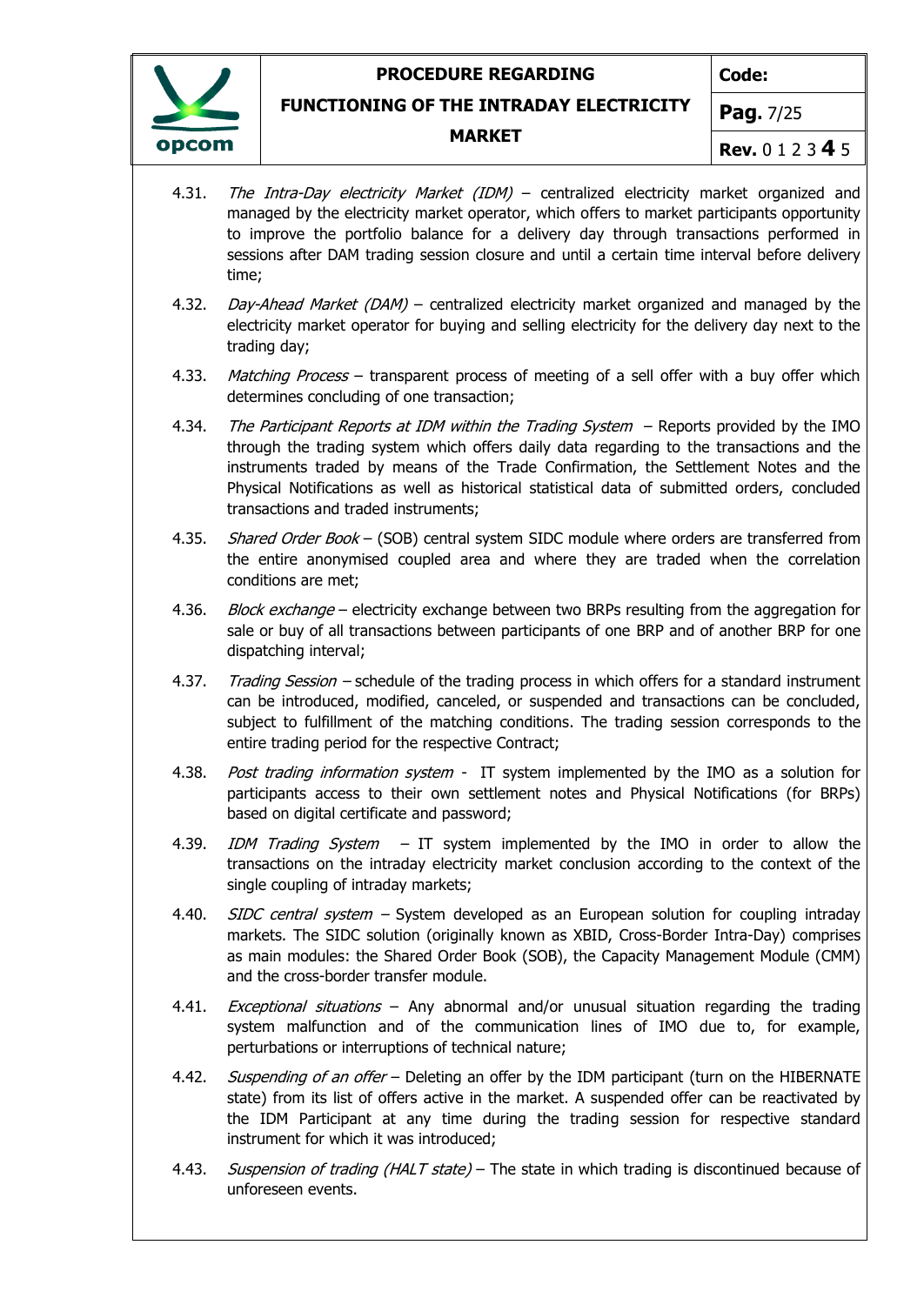4.31. *The Intra-Day electricity Market (IDM)* – centralized electricity market organized and managed by the electricity market operator, which offers to market participants opportunity to improve the portfolio balance for a delivery day through transactions performed in sessions after DAM trading session closure and until a certain time interval before delivery time;

4.32. *Day-Ahead Market (DAM)* – centralized electricity market organized and managed by the electricity market operator for buying and selling electricity for the delivery day next to the trading day;

4.33. *Matching Process* – transparent process of meeting of a sell offer with a buy offer which determines concluding of one transaction;

4.34. *The Participant Reports at IDM within the Trading System* – Reports provided by the IMO through the trading system which offers daily data regarding to the transactions and the instruments traded by means of the Trade Confirmation, the Settlement Notes and the Physical Notifications as well as historical statistical data of submitted orders, concluded transactions and traded instruments;

4.35. *Shared Order Book* – (SOB) central system SIDC module where orders are transferred from the entire anonymised coupled area and where they are traded when the correlation conditions are met;

4.36. *Block exchange* – electricity exchange between two BRPs resulting from the aggregation for sale or buy of all transactions between participants of one BRP and of another BRP for one dispatching interval;

4.37. *Trading Session* – schedule of the trading process in which offers for a standard instrument can be introduced, modified, canceled, or suspended and transactions can be concluded, subject to fulfillment of the matching conditions. The trading session corresponds to the entire trading period for the respective Contract;

4.38. *Post trading information system* - IT system implemented by the IMO as a solution for participants access to their own settlement notes and Physical Notifications (for BRPs) based on digital certificate and password;

4.39. *IDM Trading System* – IT system implemented by the IMO in order to allow the transactions on the intraday electricity market conclusion according to the context of the single coupling of intraday markets;

4.40. *SIDC central system* – System developed as an European solution for coupling intraday markets. The SIDC solution (originally known as XBID, Cross-Border Intra-Day) comprises as main modules: the Shared Order Book (SOB), the Capacity Management Module (CMM) and the cross-border transfer module.

4.41. *Exceptional situations* – Any abnormal and/or unusual situation regarding the trading system malfunction and of the communication lines of IMO due to, for example, perturbations or interruptions of technical nature;

4.42. *Suspending of an offer* – Deleting an offer by the IDM participant (turn on the HIBERNATE state) from its list of offers active in the market. A suspended offer can be reactivated by the IDM Participant at any time during the trading session for respective standard instrument for which it was introduced;

4.43. *Suspension of trading (HALT state)* – The state in which trading is discontinued because of unforeseen events.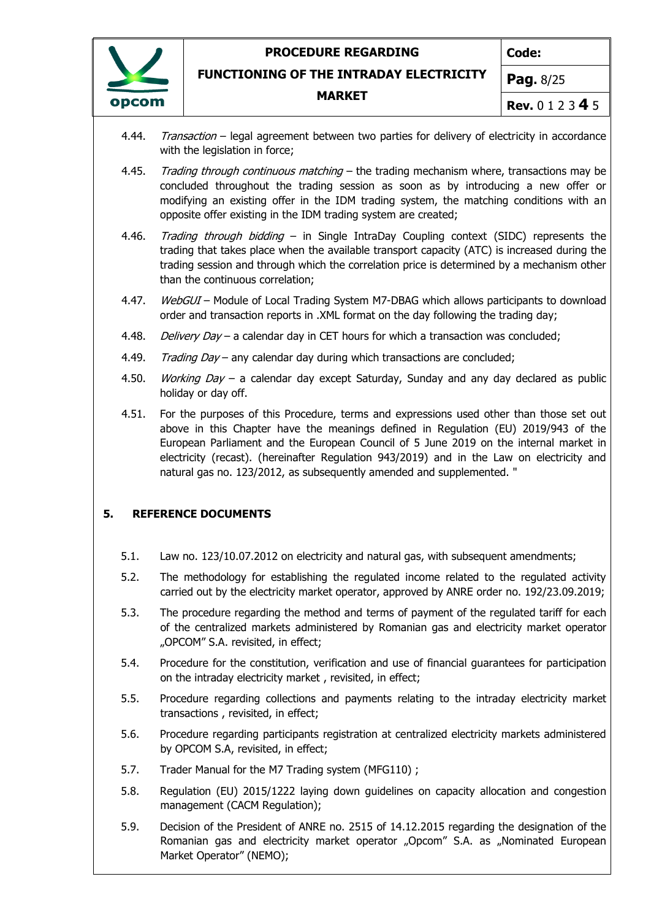4.44. *Transaction* – legal agreement between two parties for delivery of electricity in accordance with the legislation in force;

4.45. *Trading through continuous matching* – the trading mechanism where, transactions may be concluded throughout the trading session as soon as by introducing a new offer or modifying an existing offer in the IDM trading system, the matching conditions with an opposite offer existing in the IDM trading system are created;

4.46. *Trading through bidding* – in Single IntraDay Coupling context (SIDC) represents the trading that takes place when the available transport capacity (ATC) is increased during the trading session and through which the correlation price is determined by a mechanism other than the continuous correlation;

4.47. *WebGUI* – Module of Local Trading System M7-DBAG which allows participants to download order and transaction reports in .XML format on the day following the trading day;

4.48. *Delivery Day* – a calendar day in CET hours for which a transaction was concluded;

4.49. *Trading Day* – any calendar day during which transactions are concluded;

4.50. *Working Day* – a calendar day except Saturday, Sunday and any day declared as public holiday or day off.

4.51. For the purposes of this Procedure, terms and expressions used other than those set out above in this Chapter have the meanings defined in Regulation (EU) 2019/943 of the European Parliament and the European Council of 5 June 2019 on the internal market in electricity (recast). (hereinafter Regulation 943/2019) and in the Law on electricity and natural gas no. 123/2012, as subsequently amended and supplemented. "

## 5. REFERENCE DOCUMENTS

5.1. Law no. 123/10.07.2012 on electricity and natural gas, with subsequent amendments;

5.2. The methodology for establishing the regulated income related to the regulated activity carried out by the electricity market operator, approved by ANRE order no. 192/23.09.2019;

5.3. The procedure regarding the method and terms of payment of the regulated tariff for each of the centralized markets administered by Romanian gas and electricity market operator „OPCOM" S.A. revisited, in effect;

5.4. Procedure for the constitution, verification and use of financial guarantees for participation on the intraday electricity market , revisited, in effect;

5.5. Procedure regarding collections and payments relating to the intraday electricity market transactions , revisited, in effect;

5.6. Procedure regarding participants registration at centralized electricity markets administered by OPCOM S.A, revisited, in effect;

5.7. Trader Manual for the M7 Trading system (MFG110) ;

5.8. Regulation (EU) 2015/1222 laying down guidelines on capacity allocation and congestion management (CACM Regulation);

5.9. Decision of the President of ANRE no. 2515 of 14.12.2015 regarding the designation of the Romanian gas and electricity market operator „Opcom" S.A. as „Nominated European Market Operator" (NEMO);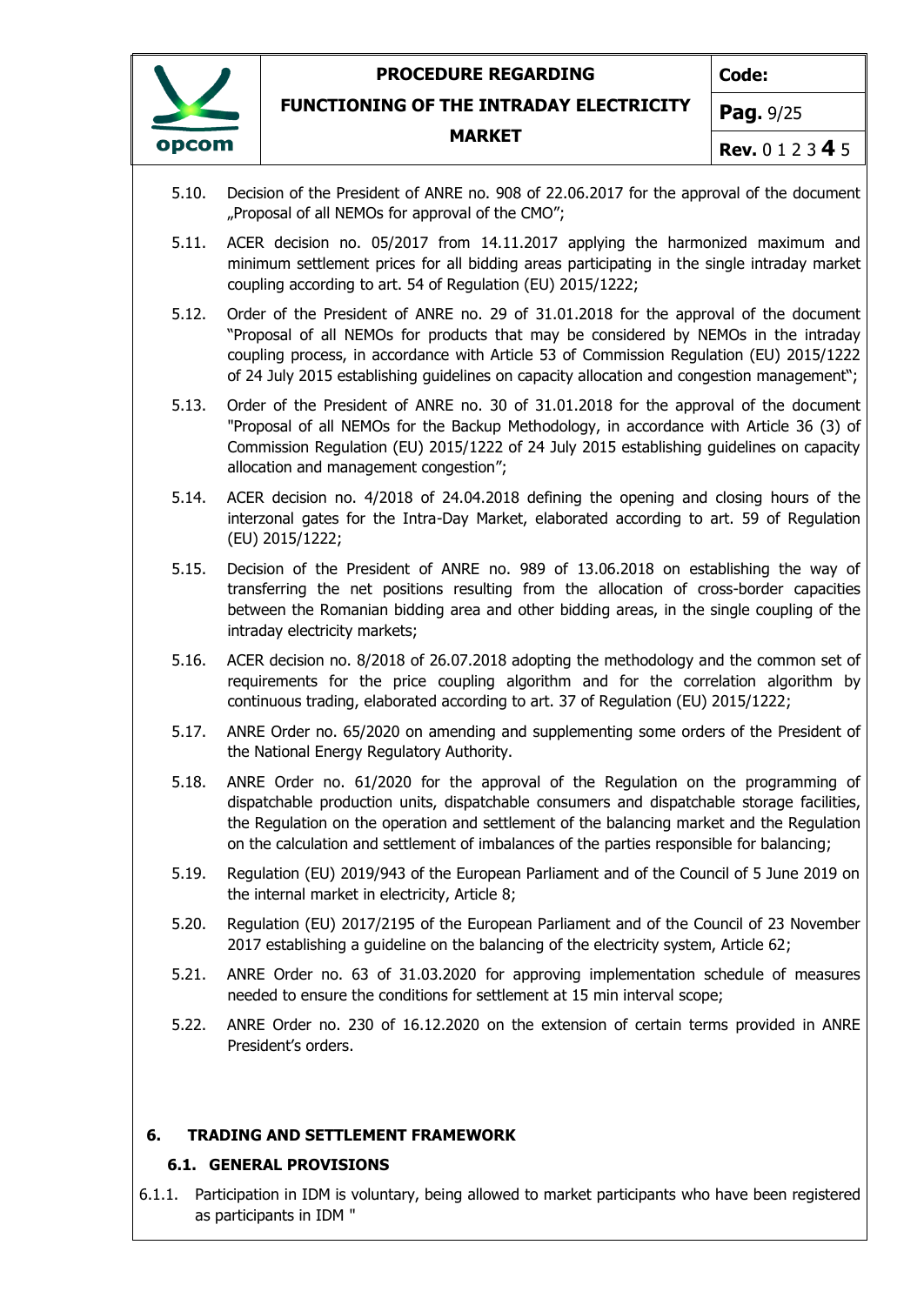5.10. Decision of the President of ANRE no. 908 of 22.06.2017 for the approval of the document „Proposal of all NEMOs for approval of the CMO";

5.11. ACER decision no. 05/2017 from 14.11.2017 applying the harmonized maximum and minimum settlement prices for all bidding areas participating in the single intraday market coupling according to art. 54 of Regulation (EU) 2015/1222;

5.12. Order of the President of ANRE no. 29 of 31.01.2018 for the approval of the document "Proposal of all NEMOs for products that may be considered by NEMOs in the intraday coupling process, in accordance with Article 53 of Commission Regulation (EU) 2015/1222 of 24 July 2015 establishing guidelines on capacity allocation and congestion management";

5.13. Order of the President of ANRE no. 30 of 31.01.2018 for the approval of the document "Proposal of all NEMOs for the Backup Methodology, in accordance with Article 36 (3) of Commission Regulation (EU) 2015/1222 of 24 July 2015 establishing guidelines on capacity allocation and management congestion";

5.14. ACER decision no. 4/2018 of 24.04.2018 defining the opening and closing hours of the interzonal gates for the Intra-Day Market, elaborated according to art. 59 of Regulation (EU) 2015/1222;

5.15. Decision of the President of ANRE no. 989 of 13.06.2018 on establishing the way of transferring the net positions resulting from the allocation of cross-border capacities between the Romanian bidding area and other bidding areas, in the single coupling of the intraday electricity markets;

5.16. ACER decision no. 8/2018 of 26.07.2018 adopting the methodology and the common set of requirements for the price coupling algorithm and for the correlation algorithm by continuous trading, elaborated according to art. 37 of Regulation (EU) 2015/1222;

5.17. ANRE Order no. 65/2020 on amending and supplementing some orders of the President of the National Energy Regulatory Authority.

5.18. ANRE Order no. 61/2020 for the approval of the Regulation on the programming of dispatchable production units, dispatchable consumers and dispatchable storage facilities, the Regulation on the operation and settlement of the balancing market and the Regulation on the calculation and settlement of imbalances of the parties responsible for balancing;

5.19. Regulation (EU) 2019/943 of the European Parliament and of the Council of 5 June 2019 on the internal market in electricity, Article 8;

5.20. Regulation (EU) 2017/2195 of the European Parliament and of the Council of 23 November 2017 establishing a guideline on the balancing of the electricity system, Article 62;

5.21. ANRE Order no. 63 of 31.03.2020 for approving implementation schedule of measures needed to ensure the conditions for settlement at 15 min interval scope;

5.22. ANRE Order no. 230 of 16.12.2020 on the extension of certain terms provided in ANRE President's orders.

## 6. TRADING AND SETTLEMENT FRAMEWORK

### 6.1. GENERAL PROVISIONS

6.1.1. Participation in IDM is voluntary, being allowed to market participants who have been registered as participants in IDM "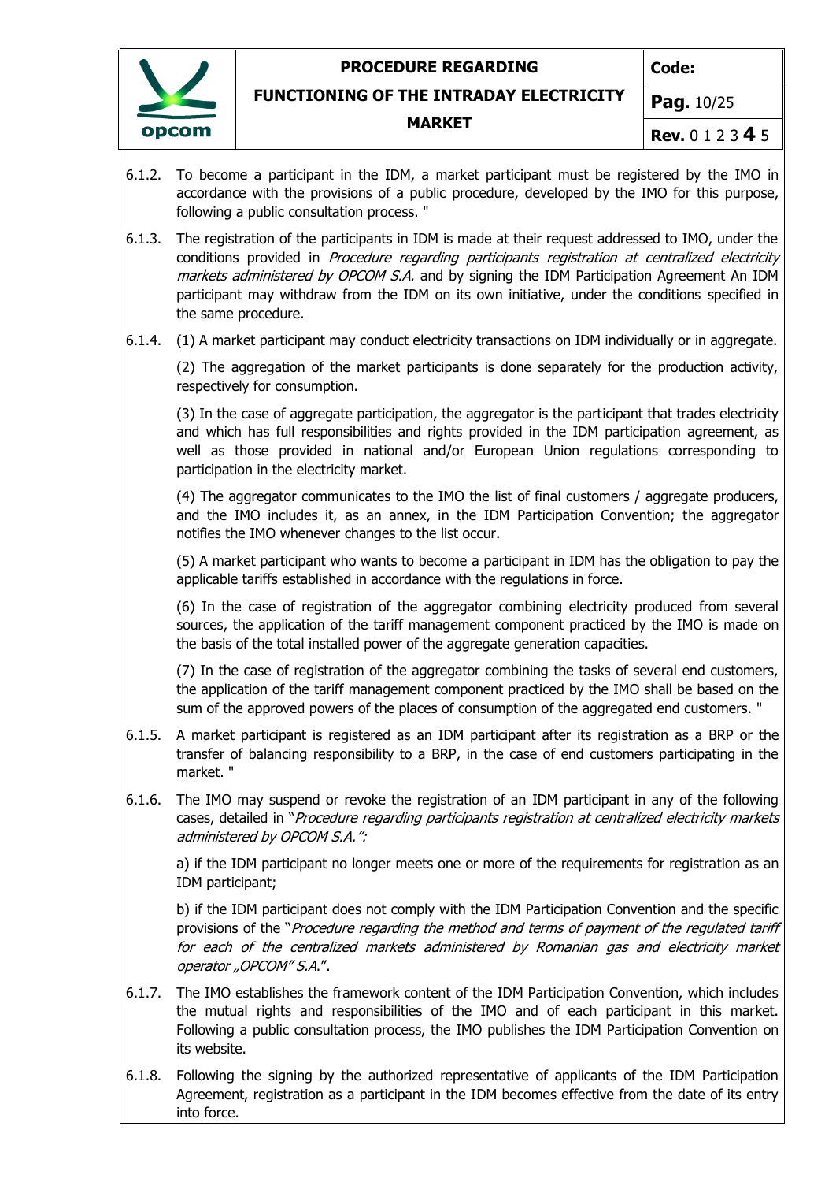6.1.2. To become a participant in the IDM, a market participant must be registered by the IMO in accordance with the provisions of a public procedure, developed by the IMO for this purpose, following a public consultation process. "

6.1.3. The registration of the participants in IDM is made at their request addressed to IMO, under the conditions provided in *Procedure regarding participants registration at centralized electricity markets administered by OPCOM S.A.* and by signing the IDM Participation Agreement An IDM participant may withdraw from the IDM on its own initiative, under the conditions specified in the same procedure.

6.1.4. (1) A market participant may conduct electricity transactions on IDM individually or in aggregate.

(2) The aggregation of the market participants is done separately for the production activity, respectively for consumption.

(3) In the case of aggregate participation, the aggregator is the participant that trades electricity and which has full responsibilities and rights provided in the IDM participation agreement, as well as those provided in national and/or European Union regulations corresponding to participation in the electricity market.

(4) The aggregator communicates to the IMO the list of final customers / aggregate producers, and the IMO includes it, as an annex, in the IDM Participation Convention; the aggregator notifies the IMO whenever changes to the list occur.

(5) A market participant who wants to become a participant in IDM has the obligation to pay the applicable tariffs established in accordance with the regulations in force.

(6) In the case of registration of the aggregator combining electricity produced from several sources, the application of the tariff management component practiced by the IMO is made on the basis of the total installed power of the aggregate generation capacities.

(7) In the case of registration of the aggregator combining the tasks of several end customers, the application of the tariff management component practiced by the IMO shall be based on the sum of the approved powers of the places of consumption of the aggregated end customers. "

6.1.5. A market participant is registered as an IDM participant after its registration as a BRP or the transfer of balancing responsibility to a BRP, in the case of end customers participating in the market. "

6.1.6. The IMO may suspend or revoke the registration of an IDM participant in any of the following cases, detailed in "*Procedure regarding participants registration at centralized electricity markets administered by OPCOM S.A.":*

a) if the IDM participant no longer meets one or more of the requirements for registration as an IDM participant;

b) if the IDM participant does not comply with the IDM Participation Convention and the specific provisions of the "*Procedure regarding the method and terms of payment of the regulated tariff for each of the centralized markets administered by Romanian gas and electricity market operator „OPCOM" S.A.*".

6.1.7. The IMO establishes the framework content of the IDM Participation Convention, which includes the mutual rights and responsibilities of the IMO and of each participant in this market. Following a public consultation process, the IMO publishes the IDM Participation Convention on its website.

6.1.8. Following the signing by the authorized representative of applicants of the IDM Participation Agreement, registration as a participant in the IDM becomes effective from the date of its entry into force.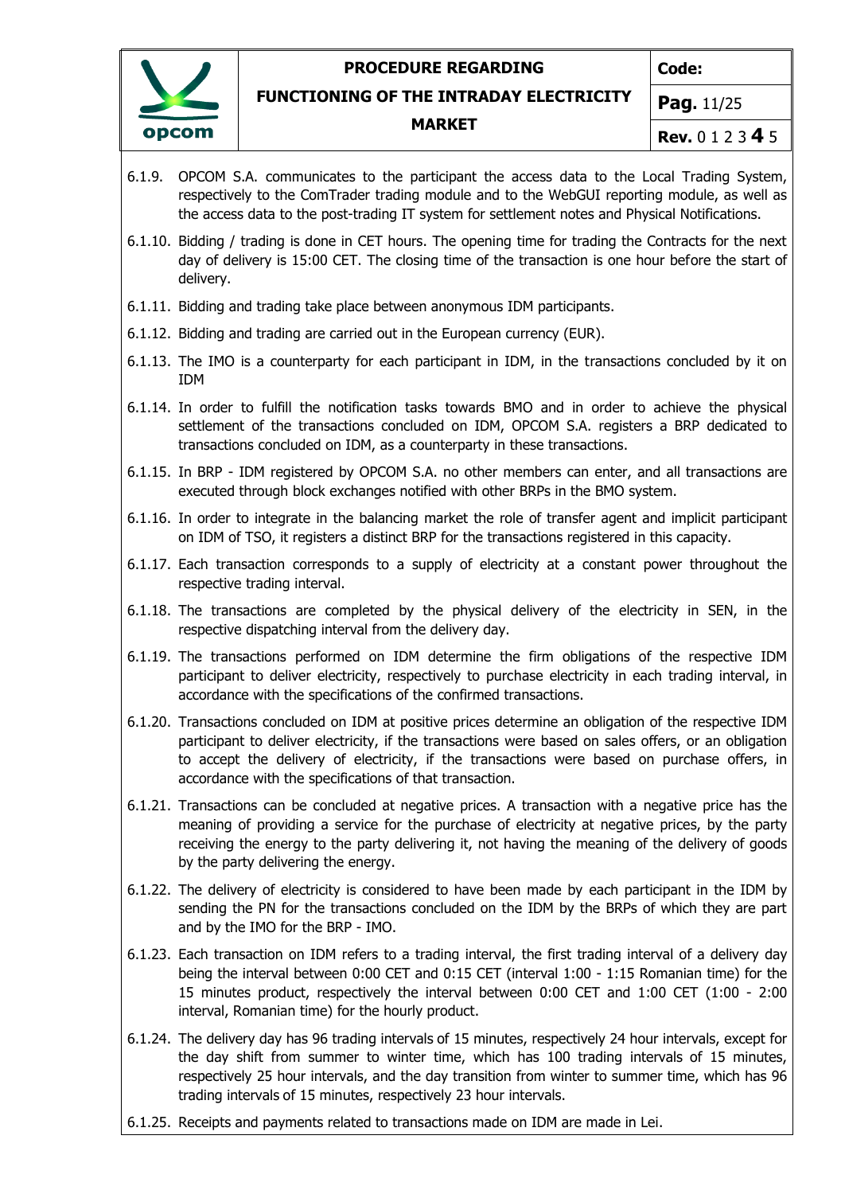6.1.9. OPCOM S.A. communicates to the participant the access data to the Local Trading System, respectively to the ComTrader trading module and to the WebGUI reporting module, as well as the access data to the post-trading IT system for settlement notes and Physical Notifications.

6.1.10. Bidding / trading is done in CET hours. The opening time for trading the Contracts for the next day of delivery is 15:00 CET. The closing time of the transaction is one hour before the start of delivery.

6.1.11. Bidding and trading take place between anonymous IDM participants.

6.1.12. Bidding and trading are carried out in the European currency (EUR).

6.1.13. The IMO is a counterparty for each participant in IDM, in the transactions concluded by it on IDM

6.1.14. In order to fulfill the notification tasks towards BMO and in order to achieve the physical settlement of the transactions concluded on IDM, OPCOM S.A. registers a BRP dedicated to transactions concluded on IDM, as a counterparty in these transactions.

6.1.15. In BRP - IDM registered by OPCOM S.A. no other members can enter, and all transactions are executed through block exchanges notified with other BRPs in the BMO system.

6.1.16. In order to integrate in the balancing market the role of transfer agent and implicit participant on IDM of TSO, it registers a distinct BRP for the transactions registered in this capacity.

6.1.17. Each transaction corresponds to a supply of electricity at a constant power throughout the respective trading interval.

6.1.18. The transactions are completed by the physical delivery of the electricity in SEN, in the respective dispatching interval from the delivery day.

6.1.19. The transactions performed on IDM determine the firm obligations of the respective IDM participant to deliver electricity, respectively to purchase electricity in each trading interval, in accordance with the specifications of the confirmed transactions.

6.1.20. Transactions concluded on IDM at positive prices determine an obligation of the respective IDM participant to deliver electricity, if the transactions were based on sales offers, or an obligation to accept the delivery of electricity, if the transactions were based on purchase offers, in accordance with the specifications of that transaction.

6.1.21. Transactions can be concluded at negative prices. A transaction with a negative price has the meaning of providing a service for the purchase of electricity at negative prices, by the party receiving the energy to the party delivering it, not having the meaning of the delivery of goods by the party delivering the energy.

6.1.22. The delivery of electricity is considered to have been made by each participant in the IDM by sending the PN for the transactions concluded on the IDM by the BRPs of which they are part and by the IMO for the BRP - IMO.

6.1.23. Each transaction on IDM refers to a trading interval, the first trading interval of a delivery day being the interval between 0:00 CET and 0:15 CET (interval 1:00 - 1:15 Romanian time) for the 15 minutes product, respectively the interval between 0:00 CET and 1:00 CET (1:00 - 2:00 interval, Romanian time) for the hourly product.

6.1.24. The delivery day has 96 trading intervals of 15 minutes, respectively 24 hour intervals, except for the day shift from summer to winter time, which has 100 trading intervals of 15 minutes, respectively 25 hour intervals, and the day transition from winter to summer time, which has 96 trading intervals of 15 minutes, respectively 23 hour intervals.

6.1.25. Receipts and payments related to transactions made on IDM are made in Lei.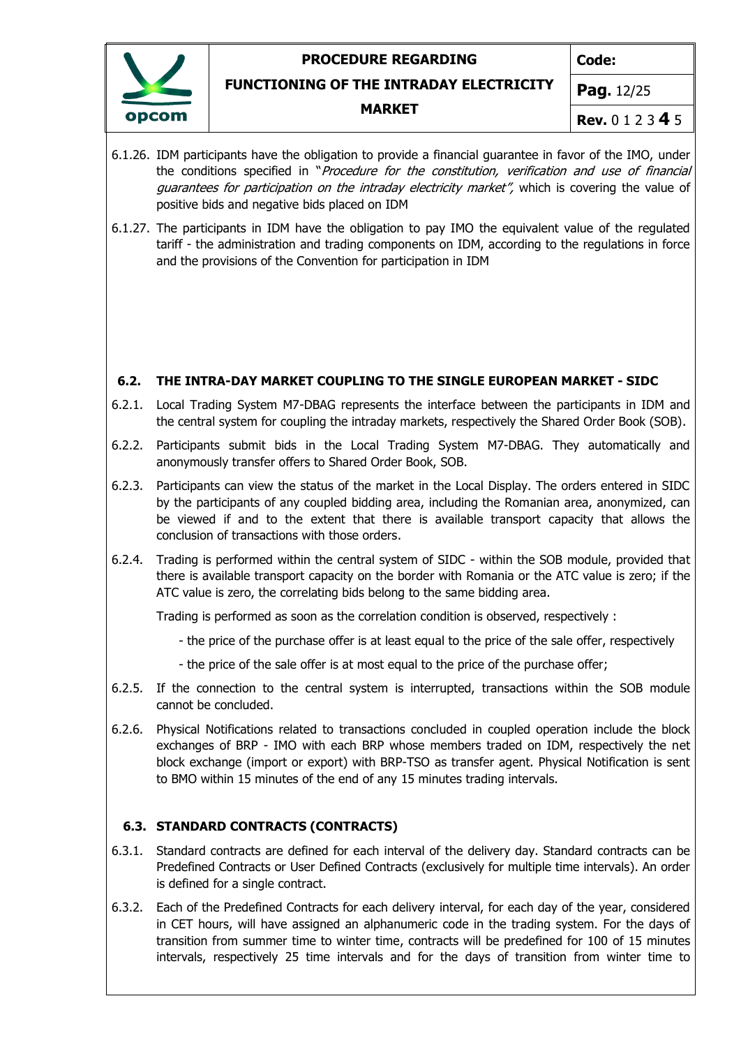6.1.26. IDM participants have the obligation to provide a financial guarantee in favor of the IMO, under the conditions specified in "*Procedure for the constitution, verification and use of financial guarantees for participation on the intraday electricity market",* which is covering the value of positive bids and negative bids placed on IDM

6.1.27. The participants in IDM have the obligation to pay IMO the equivalent value of the regulated tariff - the administration and trading components on IDM, according to the regulations in force and the provisions of the Convention for participation in IDM

## 6.2. THE INTRA-DAY MARKET COUPLING TO THE SINGLE EUROPEAN MARKET - SIDC

6.2.1. Local Trading System M7-DBAG represents the interface between the participants in IDM and the central system for coupling the intraday markets, respectively the Shared Order Book (SOB).

6.2.2. Participants submit bids in the Local Trading System M7-DBAG. They automatically and anonymously transfer offers to Shared Order Book, SOB.

6.2.3. Participants can view the status of the market in the Local Display. The orders entered in SIDC by the participants of any coupled bidding area, including the Romanian area, anonymized, can be viewed if and to the extent that there is available transport capacity that allows the conclusion of transactions with those orders.

6.2.4. Trading is performed within the central system of SIDC - within the SOB module, provided that there is available transport capacity on the border with Romania or the ATC value is zero; if the ATC value is zero, the correlating bids belong to the same bidding area.

Trading is performed as soon as the correlation condition is observed, respectively :

- the price of the purchase offer is at least equal to the price of the sale offer, respectively
- the price of the sale offer is at most equal to the price of the purchase offer;

6.2.5. If the connection to the central system is interrupted, transactions within the SOB module cannot be concluded.

6.2.6. Physical Notifications related to transactions concluded in coupled operation include the block exchanges of BRP - IMO with each BRP whose members traded on IDM, respectively the net block exchange (import or export) with BRP-TSO as transfer agent. Physical Notification is sent to BMO within 15 minutes of the end of any 15 minutes trading intervals.

## 6.3. STANDARD CONTRACTS (CONTRACTS)

6.3.1. Standard contracts are defined for each interval of the delivery day. Standard contracts can be Predefined Contracts or User Defined Contracts (exclusively for multiple time intervals). An order is defined for a single contract.

6.3.2. Each of the Predefined Contracts for each delivery interval, for each day of the year, considered in CET hours, will have assigned an alphanumeric code in the trading system. For the days of transition from summer time to winter time, contracts will be predefined for 100 of 15 minutes intervals, respectively 25 time intervals and for the days of transition from winter time to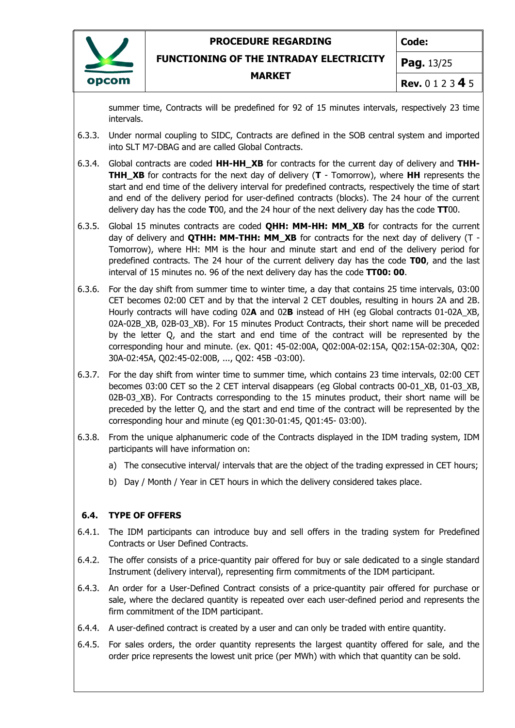summer time, Contracts will be predefined for 92 of 15 minutes intervals, respectively 23 time intervals.

6.3.3. Under normal coupling to SIDC, Contracts are defined in the SOB central system and imported into SLT M7-DBAG and are called Global Contracts.

6.3.4. Global contracts are coded **HH-HH_XB** for contracts for the current day of delivery and **THH-THH_XB** for contracts for the next day of delivery (**T** - Tomorrow), where **HH** represents the start and end time of the delivery interval for predefined contracts, respectively the time of start and end of the delivery period for user-defined contracts (blocks). The 24 hour of the current delivery day has the code **T**00, and the 24 hour of the next delivery day has the code **TT**00.

6.3.5. Global 15 minutes contracts are coded **QHH: MM-HH: MM_XB** for contracts for the current day of delivery and **QTHH: MM-THH: MM_XB** for contracts for the next day of delivery (T - Tomorrow), where HH: MM is the hour and minute start and end of the delivery period for predefined contracts. The 24 hour of the current delivery day has the code **T00**, and the last interval of 15 minutes no. 96 of the next delivery day has the code **TT00: 00**.

6.3.6. For the day shift from summer time to winter time, a day that contains 25 time intervals, 03:00 CET becomes 02:00 CET and by that the interval 2 CET doubles, resulting in hours 2A and 2B. Hourly contracts will have coding 02**A** and 02**B** instead of HH (eg Global contracts 01-02A_XB, 02A-02B_XB, 02B-03_XB). For 15 minutes Product Contracts, their short name will be preceded by the letter Q, and the start and end time of the contract will be represented by the corresponding hour and minute. (ex. Q01: 45-02:00A, Q02:00A-02:15A, Q02:15A-02:30A, Q02: 30A-02:45A, Q02:45-02:00B, ..., Q02: 45B -03:00).

6.3.7. For the day shift from winter time to summer time, which contains 23 time intervals, 02:00 CET becomes 03:00 CET so the 2 CET interval disappears (eg Global contracts 00-01_XB, 01-03_XB, 02B-03_XB). For Contracts corresponding to the 15 minutes product, their short name will be preceded by the letter Q, and the start and end time of the contract will be represented by the corresponding hour and minute (eg Q01:30-01:45, Q01:45- 03:00).

6.3.8. From the unique alphanumeric code of the Contracts displayed in the IDM trading system, IDM participants will have information on:

a) The consecutive interval/ intervals that are the object of the trading expressed in CET hours;

b) Day / Month / Year in CET hours in which the delivery considered takes place.

## 6.4. TYPE OF OFFERS

6.4.1. The IDM participants can introduce buy and sell offers in the trading system for Predefined Contracts or User Defined Contracts.

6.4.2. The offer consists of a price-quantity pair offered for buy or sale dedicated to a single standard Instrument (delivery interval), representing firm commitments of the IDM participant.

6.4.3. An order for a User-Defined Contract consists of a price-quantity pair offered for purchase or sale, where the declared quantity is repeated over each user-defined period and represents the firm commitment of the IDM participant.

6.4.4. A user-defined contract is created by a user and can only be traded with entire quantity.

6.4.5. For sales orders, the order quantity represents the largest quantity offered for sale, and the order price represents the lowest unit price (per MWh) with which that quantity can be sold.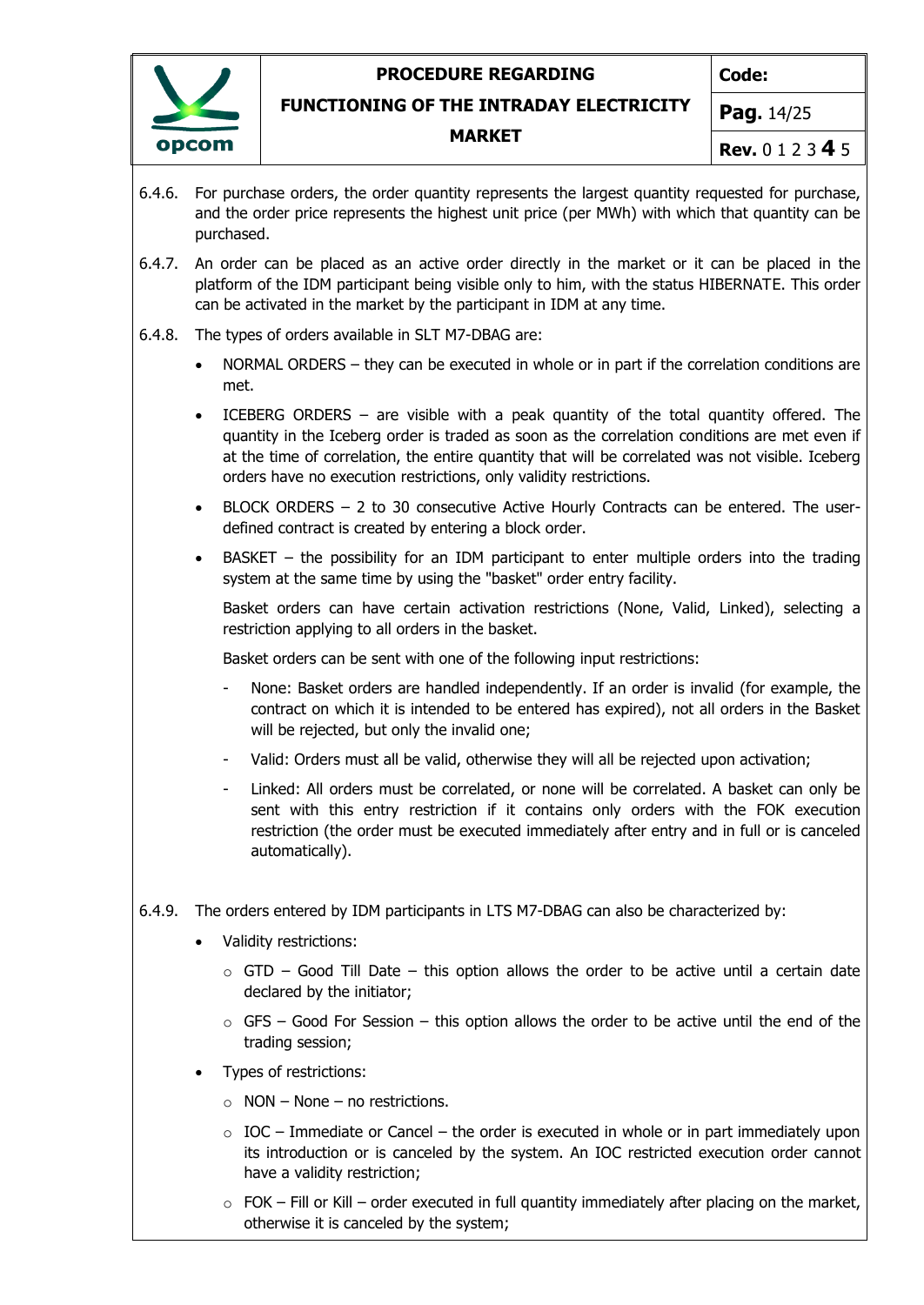6.4.6. For purchase orders, the order quantity represents the largest quantity requested for purchase, and the order price represents the highest unit price (per MWh) with which that quantity can be purchased.

6.4.7. An order can be placed as an active order directly in the market or it can be placed in the platform of the IDM participant being visible only to him, with the status HIBERNATE. This order can be activated in the market by the participant in IDM at any time.

6.4.8. The types of orders available in SLT M7-DBAG are:

- NORMAL ORDERS – they can be executed in whole or in part if the correlation conditions are met.
- ICEBERG ORDERS – are visible with a peak quantity of the total quantity offered. The quantity in the Iceberg order is traded as soon as the correlation conditions are met even if at the time of correlation, the entire quantity that will be correlated was not visible. Iceberg orders have no execution restrictions, only validity restrictions.
- BLOCK ORDERS – 2 to 30 consecutive Active Hourly Contracts can be entered. The user-defined contract is created by entering a block order.
- BASKET – the possibility for an IDM participant to enter multiple orders into the trading system at the same time by using the "basket" order entry facility.

  Basket orders can have certain activation restrictions (None, Valid, Linked), selecting a restriction applying to all orders in the basket.

  Basket orders can be sent with one of the following input restrictions:

  - None: Basket orders are handled independently. If an order is invalid (for example, the contract on which it is intended to be entered has expired), not all orders in the Basket will be rejected, but only the invalid one;
  - Valid: Orders must all be valid, otherwise they will all be rejected upon activation;
  - Linked: All orders must be correlated, or none will be correlated. A basket can only be sent with this entry restriction if it contains only orders with the FOK execution restriction (the order must be executed immediately after entry and in full or is canceled automatically).

6.4.9. The orders entered by IDM participants in LTS M7-DBAG can also be characterized by:

- Validity restrictions:
  - GTD – Good Till Date – this option allows the order to be active until a certain date declared by the initiator;
  - GFS – Good For Session – this option allows the order to be active until the end of the trading session;
- Types of restrictions:
  - NON – None – no restrictions.
  - IOC – Immediate or Cancel – the order is executed in whole or in part immediately upon its introduction or is canceled by the system. An IOC restricted execution order cannot have a validity restriction;
  - FOK – Fill or Kill – order executed in full quantity immediately after placing on the market, otherwise it is canceled by the system;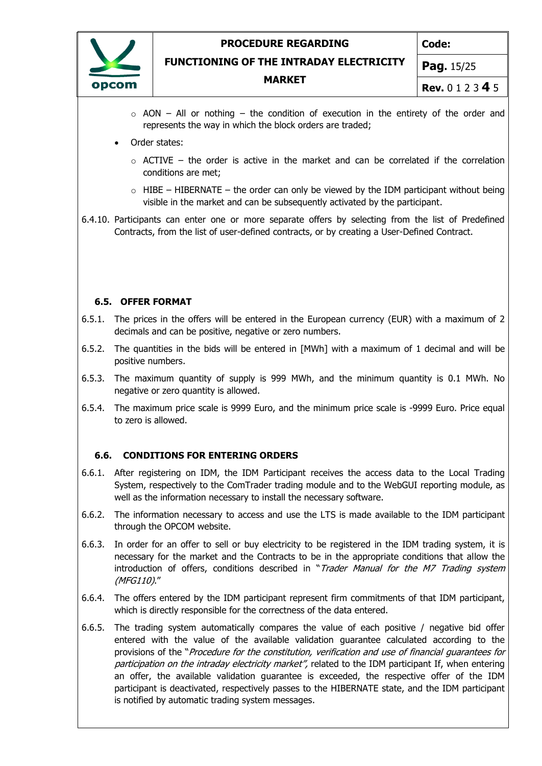- AON – All or nothing – the condition of execution in the entirety of the order and represents the way in which the block orders are traded;
- Order states:
  - ACTIVE – the order is active in the market and can be correlated if the correlation conditions are met;
  - HIBE – HIBERNATE – the order can only be viewed by the IDM participant without being visible in the market and can be subsequently activated by the participant.

6.4.10. Participants can enter one or more separate offers by selecting from the list of Predefined Contracts, from the list of user-defined contracts, or by creating a User-Defined Contract.

### 6.5. OFFER FORMAT

6.5.1. The prices in the offers will be entered in the European currency (EUR) with a maximum of 2 decimals and can be positive, negative or zero numbers.

6.5.2. The quantities in the bids will be entered in [MWh] with a maximum of 1 decimal and will be positive numbers.

6.5.3. The maximum quantity of supply is 999 MWh, and the minimum quantity is 0.1 MWh. No negative or zero quantity is allowed.

6.5.4. The maximum price scale is 9999 Euro, and the minimum price scale is -9999 Euro. Price equal to zero is allowed.

### 6.6. CONDITIONS FOR ENTERING ORDERS

6.6.1. After registering on IDM, the IDM Participant receives the access data to the Local Trading System, respectively to the ComTrader trading module and to the WebGUI reporting module, as well as the information necessary to install the necessary software.

6.6.2. The information necessary to access and use the LTS is made available to the IDM participant through the OPCOM website.

6.6.3. In order for an offer to sell or buy electricity to be registered in the IDM trading system, it is necessary for the market and the Contracts to be in the appropriate conditions that allow the introduction of offers, conditions described in "*Trader Manual for the M7 Trading system (MFG110)*."

6.6.4. The offers entered by the IDM participant represent firm commitments of that IDM participant, which is directly responsible for the correctness of the data entered.

6.6.5. The trading system automatically compares the value of each positive / negative bid offer entered with the value of the available validation guarantee calculated according to the provisions of the "*Procedure for the constitution, verification and use of financial guarantees for participation on the intraday electricity market*", related to the IDM participant If, when entering an offer, the available validation guarantee is exceeded, the respective offer of the IDM participant is deactivated, respectively passes to the HIBERNATE state, and the IDM participant is notified by automatic trading system messages.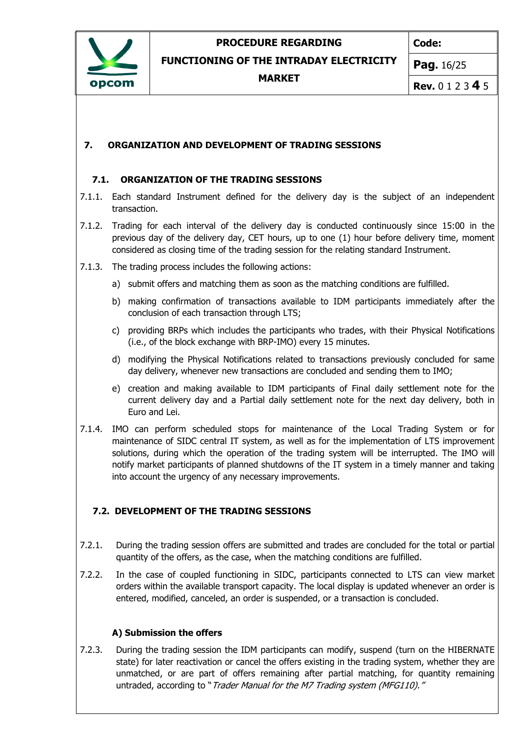## 7. ORGANIZATION AND DEVELOPMENT OF TRADING SESSIONS

### 7.1. ORGANIZATION OF THE TRADING SESSIONS

7.1.1. Each standard Instrument defined for the delivery day is the subject of an independent transaction.

7.1.2. Trading for each interval of the delivery day is conducted continuously since 15:00 in the previous day of the delivery day, CET hours, up to one (1) hour before delivery time, moment considered as closing time of the trading session for the relating standard Instrument.

7.1.3. The trading process includes the following actions:

a) submit offers and matching them as soon as the matching conditions are fulfilled.

b) making confirmation of transactions available to IDM participants immediately after the conclusion of each transaction through LTS;

c) providing BRPs which includes the participants who trades, with their Physical Notifications (i.e., of the block exchange with BRP-IMO) every 15 minutes.

d) modifying the Physical Notifications related to transactions previously concluded for same day delivery, whenever new transactions are concluded and sending them to IMO;

e) creation and making available to IDM participants of Final daily settlement note for the current delivery day and a Partial daily settlement note for the next day delivery, both in Euro and Lei.

7.1.4. IMO can perform scheduled stops for maintenance of the Local Trading System or for maintenance of SIDC central IT system, as well as for the implementation of LTS improvement solutions, during which the operation of the trading system will be interrupted. The IMO will notify market participants of planned shutdowns of the IT system in a timely manner and taking into account the urgency of any necessary improvements.

### 7.2. DEVELOPMENT OF THE TRADING SESSIONS

7.2.1. During the trading session offers are submitted and trades are concluded for the total or partial quantity of the offers, as the case, when the matching conditions are fulfilled.

7.2.2. In the case of coupled functioning in SIDC, participants connected to LTS can view market orders within the available transport capacity. The local display is updated whenever an order is entered, modified, canceled, an order is suspended, or a transaction is concluded.

#### A) Submission the offers

7.2.3. During the trading session the IDM participants can modify, suspend (turn on the HIBERNATE state) for later reactivation or cancel the offers existing in the trading system, whether they are unmatched, or are part of offers remaining after partial matching, for quantity remaining untraded, according to "*Trader Manual for the M7 Trading system (MFG110).*"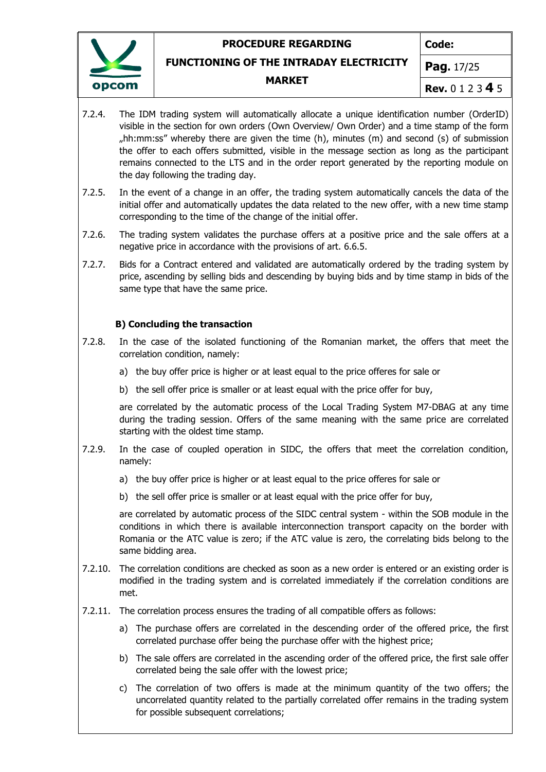7.2.4. The IDM trading system will automatically allocate a unique identification number (OrderID) visible in the section for own orders (Own Overview/ Own Order) and a time stamp of the form „hh:mm:ss" whereby there are given the time (h), minutes (m) and second (s) of submission the offer to each offers submitted, visible in the message section as long as the participant remains connected to the LTS and in the order report generated by the reporting module on the day following the trading day.

7.2.5. In the event of a change in an offer, the trading system automatically cancels the data of the initial offer and automatically updates the data related to the new offer, with a new time stamp corresponding to the time of the change of the initial offer.

7.2.6. The trading system validates the purchase offers at a positive price and the sale offers at a negative price in accordance with the provisions of art. 6.6.5.

7.2.7. Bids for a Contract entered and validated are automatically ordered by the trading system by price, ascending by selling bids and descending by buying bids and by time stamp in bids of the same type that have the same price.

**B) Concluding the transaction**

7.2.8. In the case of the isolated functioning of the Romanian market, the offers that meet the correlation condition, namely:

a) the buy offer price is higher or at least equal to the price offeres for sale or

b) the sell offer price is smaller or at least equal with the price offer for buy,

are correlated by the automatic process of the Local Trading System M7-DBAG at any time during the trading session. Offers of the same meaning with the same price are correlated starting with the oldest time stamp.

7.2.9. In the case of coupled operation in SIDC, the offers that meet the correlation condition, namely:

a) the buy offer price is higher or at least equal to the price offeres for sale or

b) the sell offer price is smaller or at least equal with the price offer for buy,

are correlated by automatic process of the SIDC central system - within the SOB module in the conditions in which there is available interconnection transport capacity on the border with Romania or the ATC value is zero; if the ATC value is zero, the correlating bids belong to the same bidding area.

7.2.10. The correlation conditions are checked as soon as a new order is entered or an existing order is modified in the trading system and is correlated immediately if the correlation conditions are met.

7.2.11. The correlation process ensures the trading of all compatible offers as follows:

a) The purchase offers are correlated in the descending order of the offered price, the first correlated purchase offer being the purchase offer with the highest price;

b) The sale offers are correlated in the ascending order of the offered price, the first sale offer correlated being the sale offer with the lowest price;

c) The correlation of two offers is made at the minimum quantity of the two offers; the uncorrelated quantity related to the partially correlated offer remains in the trading system for possible subsequent correlations;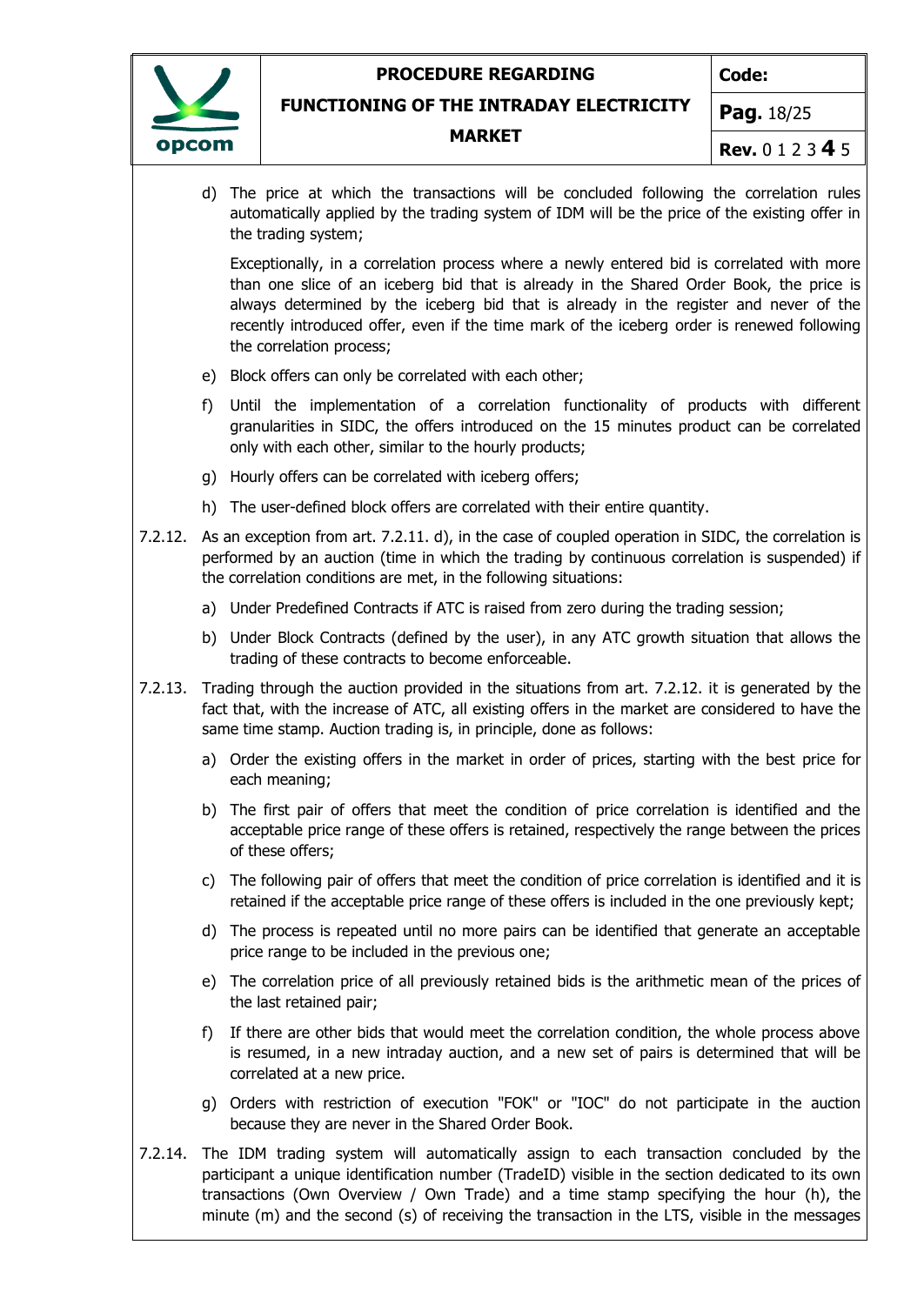d) The price at which the transactions will be concluded following the correlation rules automatically applied by the trading system of IDM will be the price of the existing offer in the trading system;

   Exceptionally, in a correlation process where a newly entered bid is correlated with more than one slice of an iceberg bid that is already in the Shared Order Book, the price is always determined by the iceberg bid that is already in the register and never of the recently introduced offer, even if the time mark of the iceberg order is renewed following the correlation process;

e) Block offers can only be correlated with each other;

f) Until the implementation of a correlation functionality of products with different granularities in SIDC, the offers introduced on the 15 minutes product can be correlated only with each other, similar to the hourly products;

g) Hourly offers can be correlated with iceberg offers;

h) The user-defined block offers are correlated with their entire quantity.

7.2.12. As an exception from art. 7.2.11. d), in the case of coupled operation in SIDC, the correlation is performed by an auction (time in which the trading by continuous correlation is suspended) if the correlation conditions are met, in the following situations:

a) Under Predefined Contracts if ATC is raised from zero during the trading session;

b) Under Block Contracts (defined by the user), in any ATC growth situation that allows the trading of these contracts to become enforceable.

7.2.13. Trading through the auction provided in the situations from art. 7.2.12. it is generated by the fact that, with the increase of ATC, all existing offers in the market are considered to have the same time stamp. Auction trading is, in principle, done as follows:

a) Order the existing offers in the market in order of prices, starting with the best price for each meaning;

b) The first pair of offers that meet the condition of price correlation is identified and the acceptable price range of these offers is retained, respectively the range between the prices of these offers;

c) The following pair of offers that meet the condition of price correlation is identified and it is retained if the acceptable price range of these offers is included in the one previously kept;

d) The process is repeated until no more pairs can be identified that generate an acceptable price range to be included in the previous one;

e) The correlation price of all previously retained bids is the arithmetic mean of the prices of the last retained pair;

f) If there are other bids that would meet the correlation condition, the whole process above is resumed, in a new intraday auction, and a new set of pairs is determined that will be correlated at a new price.

g) Orders with restriction of execution "FOK" or "IOC" do not participate in the auction because they are never in the Shared Order Book.

7.2.14. The IDM trading system will automatically assign to each transaction concluded by the participant a unique identification number (TradeID) visible in the section dedicated to its own transactions (Own Overview / Own Trade) and a time stamp specifying the hour (h), the minute (m) and the second (s) of receiving the transaction in the LTS, visible in the messages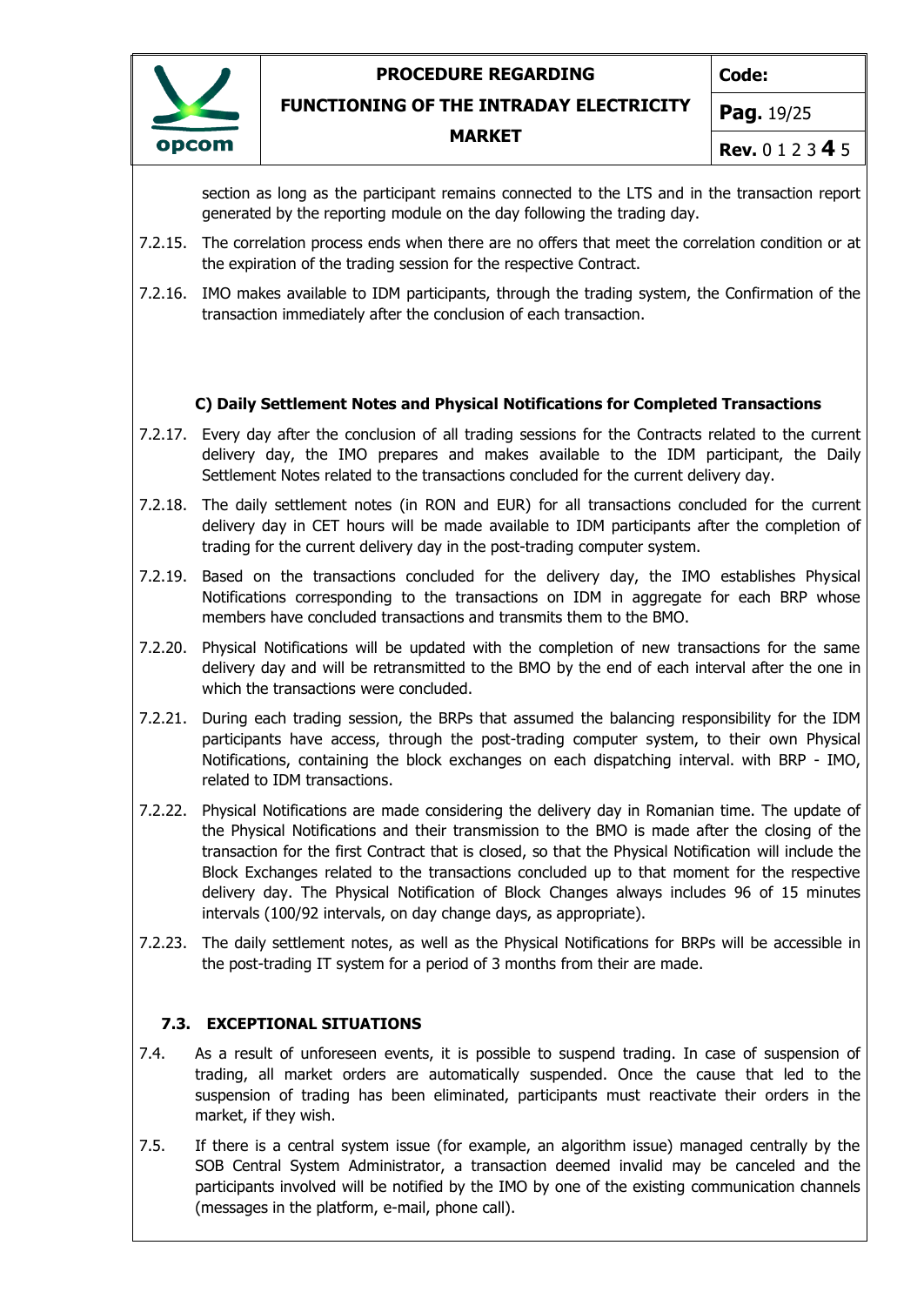section as long as the participant remains connected to the LTS and in the transaction report generated by the reporting module on the day following the trading day.

7.2.15. The correlation process ends when there are no offers that meet the correlation condition or at the expiration of the trading session for the respective Contract.

7.2.16. IMO makes available to IDM participants, through the trading system, the Confirmation of the transaction immediately after the conclusion of each transaction.

**C) Daily Settlement Notes and Physical Notifications for Completed Transactions**

7.2.17. Every day after the conclusion of all trading sessions for the Contracts related to the current delivery day, the IMO prepares and makes available to the IDM participant, the Daily Settlement Notes related to the transactions concluded for the current delivery day.

7.2.18. The daily settlement notes (in RON and EUR) for all transactions concluded for the current delivery day in CET hours will be made available to IDM participants after the completion of trading for the current delivery day in the post-trading computer system.

7.2.19. Based on the transactions concluded for the delivery day, the IMO establishes Physical Notifications corresponding to the transactions on IDM in aggregate for each BRP whose members have concluded transactions and transmits them to the BMO.

7.2.20. Physical Notifications will be updated with the completion of new transactions for the same delivery day and will be retransmitted to the BMO by the end of each interval after the one in which the transactions were concluded.

7.2.21. During each trading session, the BRPs that assumed the balancing responsibility for the IDM participants have access, through the post-trading computer system, to their own Physical Notifications, containing the block exchanges on each dispatching interval. with BRP - IMO, related to IDM transactions.

7.2.22. Physical Notifications are made considering the delivery day in Romanian time. The update of the Physical Notifications and their transmission to the BMO is made after the closing of the transaction for the first Contract that is closed, so that the Physical Notification will include the Block Exchanges related to the transactions concluded up to that moment for the respective delivery day. The Physical Notification of Block Changes always includes 96 of 15 minutes intervals (100/92 intervals, on day change days, as appropriate).

7.2.23. The daily settlement notes, as well as the Physical Notifications for BRPs will be accessible in the post-trading IT system for a period of 3 months from their are made.

## 7.3. EXCEPTIONAL SITUATIONS

7.4. As a result of unforeseen events, it is possible to suspend trading. In case of suspension of trading, all market orders are automatically suspended. Once the cause that led to the suspension of trading has been eliminated, participants must reactivate their orders in the market, if they wish.

7.5. If there is a central system issue (for example, an algorithm issue) managed centrally by the SOB Central System Administrator, a transaction deemed invalid may be canceled and the participants involved will be notified by the IMO by one of the existing communication channels (messages in the platform, e-mail, phone call).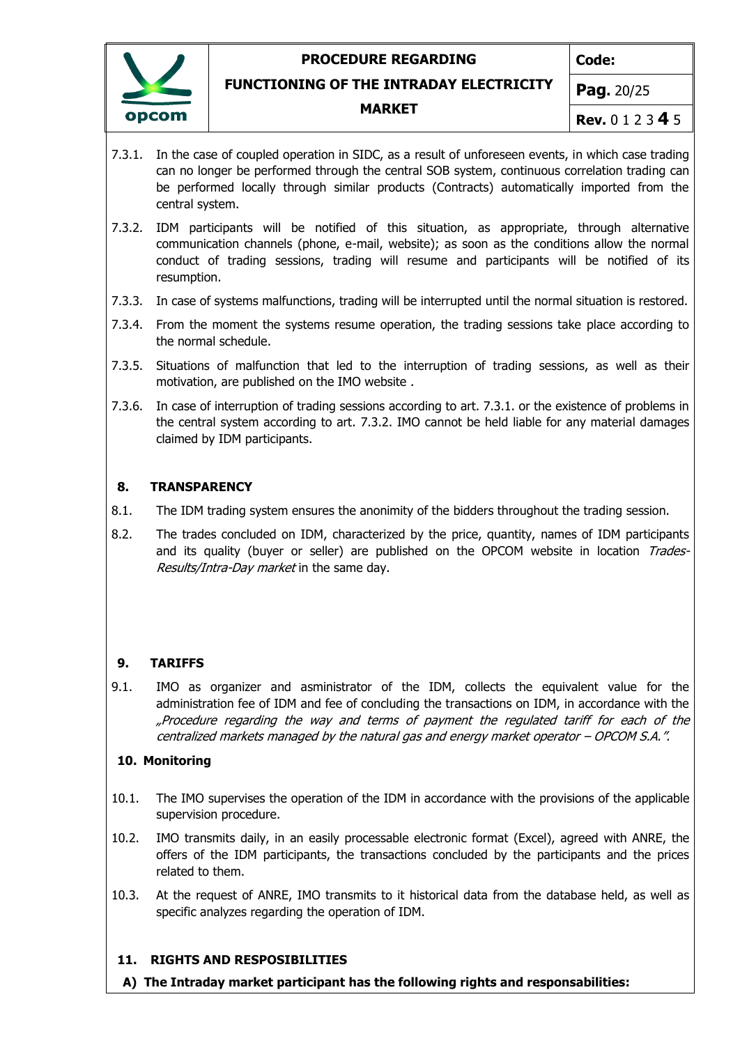7.3.1. In the case of coupled operation in SIDC, as a result of unforeseen events, in which case trading can no longer be performed through the central SOB system, continuous correlation trading can be performed locally through similar products (Contracts) automatically imported from the central system.

7.3.2. IDM participants will be notified of this situation, as appropriate, through alternative communication channels (phone, e-mail, website); as soon as the conditions allow the normal conduct of trading sessions, trading will resume and participants will be notified of its resumption.

7.3.3. In case of systems malfunctions, trading will be interrupted until the normal situation is restored.

7.3.4. From the moment the systems resume operation, the trading sessions take place according to the normal schedule.

7.3.5. Situations of malfunction that led to the interruption of trading sessions, as well as their motivation, are published on the IMO website .

7.3.6. In case of interruption of trading sessions according to art. 7.3.1. or the existence of problems in the central system according to art. 7.3.2. IMO cannot be held liable for any material damages claimed by IDM participants.

## 8. TRANSPARENCY

8.1. The IDM trading system ensures the anonimity of the bidders throughout the trading session.

8.2. The trades concluded on IDM, characterized by the price, quantity, names of IDM participants and its quality (buyer or seller) are published on the OPCOM website in location *Trades-Results/Intra-Day market* in the same day.

## 9. TARIFFS

9.1. IMO as organizer and asministrator of the IDM, collects the equivalent value for the administration fee of IDM and fee of concluding the transactions on IDM, in accordance with the *„Procedure regarding the way and terms of payment the regulated tariff for each of the centralized markets managed by the natural gas and energy market operator – OPCOM S.A.".*

## 10. Monitoring

10.1. The IMO supervises the operation of the IDM in accordance with the provisions of the applicable supervision procedure.

10.2. IMO transmits daily, in an easily processable electronic format (Excel), agreed with ANRE, the offers of the IDM participants, the transactions concluded by the participants and the prices related to them.

10.3. At the request of ANRE, IMO transmits to it historical data from the database held, as well as specific analyzes regarding the operation of IDM.

## 11. RIGHTS AND RESPOSIBILITIES

**A) The Intraday market participant has the following rights and responsabilities:**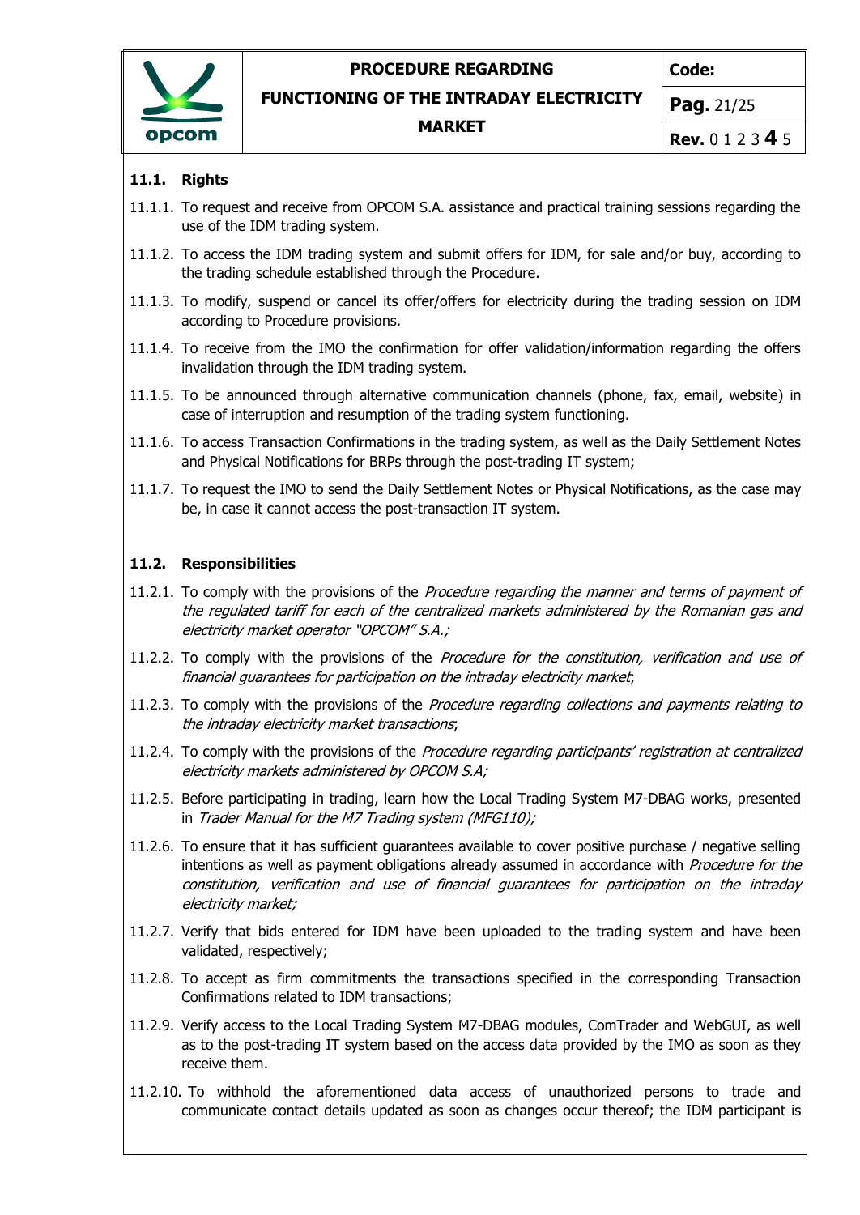### 11.1. Rights

11.1.1. To request and receive from OPCOM S.A. assistance and practical training sessions regarding the use of the IDM trading system.

11.1.2. To access the IDM trading system and submit offers for IDM, for sale and/or buy, according to the trading schedule established through the Procedure.

11.1.3. To modify, suspend or cancel its offer/offers for electricity during the trading session on IDM according to Procedure provisions.

11.1.4. To receive from the IMO the confirmation for offer validation/information regarding the offers invalidation through the IDM trading system.

11.1.5. To be announced through alternative communication channels (phone, fax, email, website) in case of interruption and resumption of the trading system functioning.

11.1.6. To access Transaction Confirmations in the trading system, as well as the Daily Settlement Notes and Physical Notifications for BRPs through the post-trading IT system;

11.1.7. To request the IMO to send the Daily Settlement Notes or Physical Notifications, as the case may be, in case it cannot access the post-transaction IT system.

### 11.2. Responsibilities

11.2.1. To comply with the provisions of the *Procedure regarding the manner and terms of payment of the regulated tariff for each of the centralized markets administered by the Romanian gas and electricity market operator "OPCOM" S.A.;*

11.2.2. To comply with the provisions of the *Procedure for the constitution, verification and use of financial guarantees for participation on the intraday electricity market*;

11.2.3. To comply with the provisions of the *Procedure regarding collections and payments relating to the intraday electricity market transactions*;

11.2.4. To comply with the provisions of the *Procedure regarding participants' registration at centralized electricity markets administered by OPCOM S.A;*

11.2.5. Before participating in trading, learn how the Local Trading System M7-DBAG works, presented in *Trader Manual for the M7 Trading system (MFG110);*

11.2.6. To ensure that it has sufficient guarantees available to cover positive purchase / negative selling intentions as well as payment obligations already assumed in accordance with *Procedure for the constitution, verification and use of financial guarantees for participation on the intraday electricity market;*

11.2.7. Verify that bids entered for IDM have been uploaded to the trading system and have been validated, respectively;

11.2.8. To accept as firm commitments the transactions specified in the corresponding Transaction Confirmations related to IDM transactions;

11.2.9. Verify access to the Local Trading System M7-DBAG modules, ComTrader and WebGUI, as well as to the post-trading IT system based on the access data provided by the IMO as soon as they receive them.

11.2.10. To withhold the aforementioned data access of unauthorized persons to trade and communicate contact details updated as soon as changes occur thereof; the IDM participant is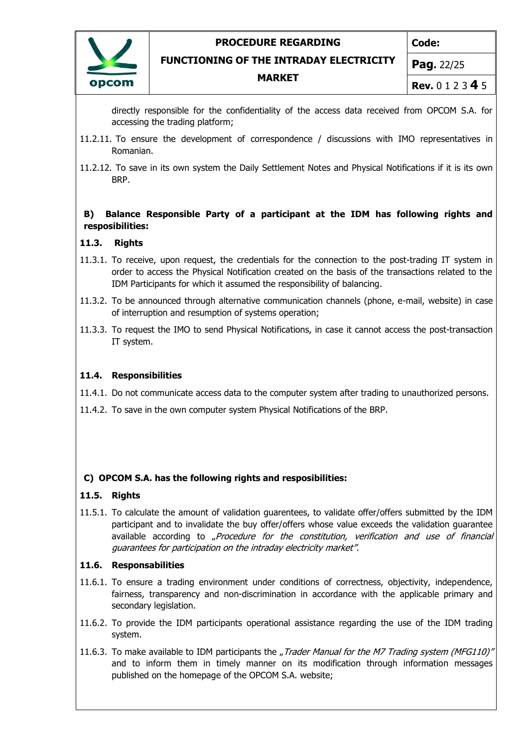directly responsible for the confidentiality of the access data received from OPCOM S.A. for accessing the trading platform;

11.2.11. To ensure the development of correspondence / discussions with IMO representatives in Romanian.

11.2.12. To save in its own system the Daily Settlement Notes and Physical Notifications if it is its own BRP.

**B) Balance Responsible Party of a participant at the IDM has following rights and resposibilities:**

**11.3. Rights**

11.3.1. To receive, upon request, the credentials for the connection to the post-trading IT system in order to access the Physical Notification created on the basis of the transactions related to the IDM Participants for which it assumed the responsibility of balancing.

11.3.2. To be announced through alternative communication channels (phone, e-mail, website) in case of interruption and resumption of systems operation;

11.3.3. To request the IMO to send Physical Notifications, in case it cannot access the post-transaction IT system.

**11.4. Responsibilities**

11.4.1. Do not communicate access data to the computer system after trading to unauthorized persons.

11.4.2. To save in the own computer system Physical Notifications of the BRP.

**C) OPCOM S.A. has the following rights and resposibilities:**

**11.5. Rights**

11.5.1. To calculate the amount of validation guarentees, to validate offer/offers submitted by the IDM participant and to invalidate the buy offer/offers whose value exceeds the validation guarantee available according to *„Procedure for the constitution, verification and use of financial guarantees for participation on the intraday electricity market".*

**11.6. Responsabilities**

11.6.1. To ensure a trading environment under conditions of correctness, objectivity, independence, fairness, transparency and non-discrimination in accordance with the applicable primary and secondary legislation.

11.6.2. To provide the IDM participants operational assistance regarding the use of the IDM trading system.

11.6.3. To make available to IDM participants the *„Trader Manual for the M7 Trading system (MFG110)"* and to inform them in timely manner on its modification through information messages published on the homepage of the OPCOM S.A. website;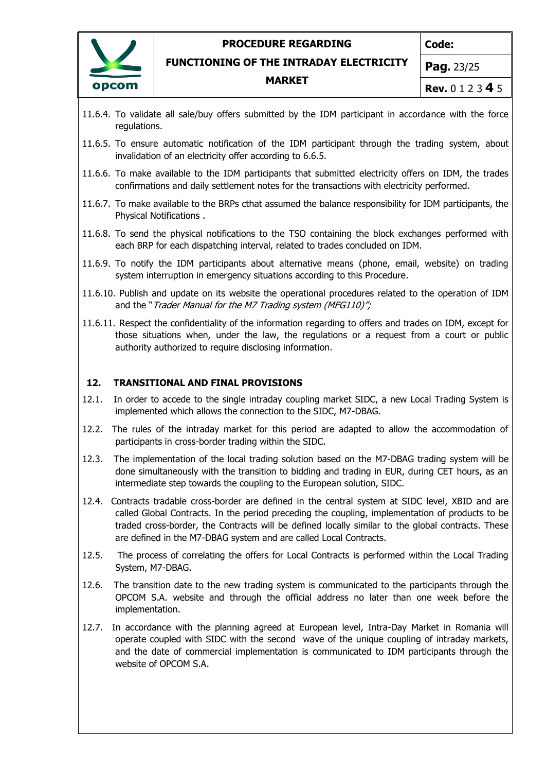11.6.4. To validate all sale/buy offers submitted by the IDM participant in accordance with the force regulations.

11.6.5. To ensure automatic notification of the IDM participant through the trading system, about invalidation of an electricity offer according to 6.6.5.

11.6.6. To make available to the IDM participants that submitted electricity offers on IDM, the trades confirmations and daily settlement notes for the transactions with electricity performed.

11.6.7. To make available to the BRPs cthat assumed the balance responsibility for IDM participants, the Physical Notifications .

11.6.8. To send the physical notifications to the TSO containing the block exchanges performed with each BRP for each dispatching interval, related to trades concluded on IDM.

11.6.9. To notify the IDM participants about alternative means (phone, email, website) on trading system interruption in emergency situations according to this Procedure.

11.6.10. Publish and update on its website the operational procedures related to the operation of IDM and the "*Trader Manual for the M7 Trading system (MFG110)";*

11.6.11. Respect the confidentiality of the information regarding to offers and trades on IDM, except for those situations when, under the law, the regulations or a request from a court or public authority authorized to require disclosing information.

## 12. TRANSITIONAL AND FINAL PROVISIONS

12.1. In order to accede to the single intraday coupling market SIDC, a new Local Trading System is implemented which allows the connection to the SIDC, M7-DBAG.

12.2. The rules of the intraday market for this period are adapted to allow the accommodation of participants in cross-border trading within the SIDC.

12.3. The implementation of the local trading solution based on the M7-DBAG trading system will be done simultaneously with the transition to bidding and trading in EUR, during CET hours, as an intermediate step towards the coupling to the European solution, SIDC.

12.4. Contracts tradable cross-border are defined in the central system at SIDC level, XBID and are called Global Contracts. In the period preceding the coupling, implementation of products to be traded cross-border, the Contracts will be defined locally similar to the global contracts. These are defined in the M7-DBAG system and are called Local Contracts.

12.5. The process of correlating the offers for Local Contracts is performed within the Local Trading System, M7-DBAG.

12.6. The transition date to the new trading system is communicated to the participants through the OPCOM S.A. website and through the official address no later than one week before the implementation.

12.7. In accordance with the planning agreed at European level, Intra-Day Market in Romania will operate coupled with SIDC with the second wave of the unique coupling of intraday markets, and the date of commercial implementation is communicated to IDM participants through the website of OPCOM S.A.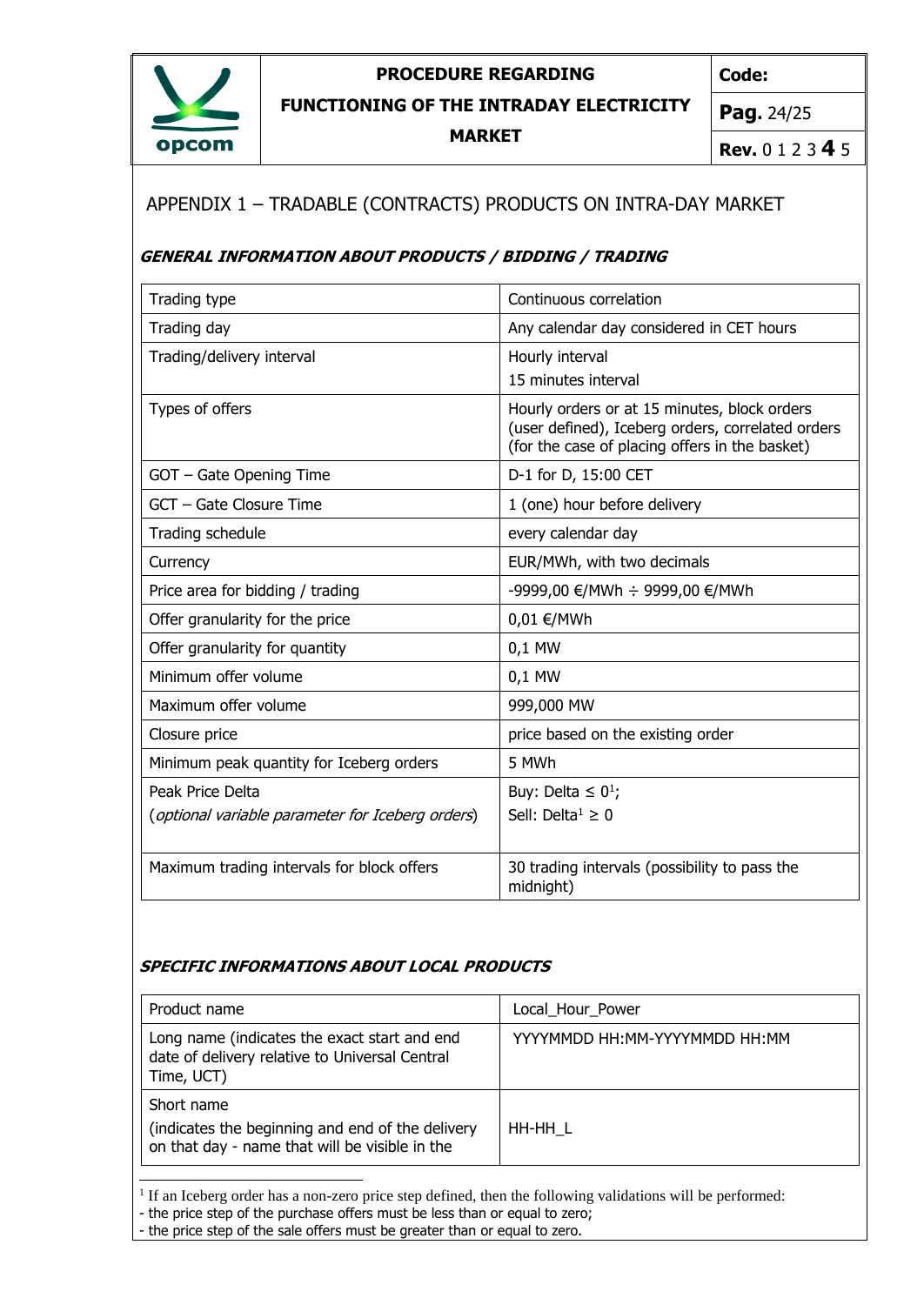## APPENDIX 1 – TRADABLE (CONTRACTS) PRODUCTS ON INTRA-DAY MARKET

### *GENERAL INFORMATION ABOUT PRODUCTS / BIDDING / TRADING*

| Trading type | Continuous correlation |
|---|---|
| Trading day | Any calendar day considered in CET hours |
| Trading/delivery interval | Hourly interval<br>15 minutes interval |
| Types of offers | Hourly orders or at 15 minutes, block orders (user defined), Iceberg orders, correlated orders (for the case of placing offers in the basket) |
| GOT – Gate Opening Time | D-1 for D, 15:00 CET |
| GCT – Gate Closure Time | 1 (one) hour before delivery |
| Trading schedule | every calendar day |
| Currency | EUR/MWh, with two decimals |
| Price area for bidding / trading | -9999,00 €/MWh ÷ 9999,00 €/MWh |
| Offer granularity for the price | 0,01 €/MWh |
| Offer granularity for quantity | 0,1 MW |
| Minimum offer volume | 0,1 MW |
| Maximum offer volume | 999,000 MW |
| Closure price | price based on the existing order |
| Minimum peak quantity for Iceberg orders | 5 MWh |
| Peak Price Delta<br>(*optional variable parameter for Iceberg orders*) | Buy: Delta ≤ 0[1];<br>Sell: Delta[1] ≥ 0 |
| Maximum trading intervals for block offers | 30 trading intervals (possibility to pass the midnight) |

### *SPECIFIC INFORMATIONS ABOUT LOCAL PRODUCTS*

| Product name | Local_Hour_Power |
|---|---|
| Long name (indicates the exact start and end date of delivery relative to Universal Central Time, UCT) | YYYYMMDD HH:MM-YYYYMMDD HH:MM |
| Short name<br>(indicates the beginning and end of the delivery on that day - name that will be visible in the | HH-HH_L |

[1] If an Iceberg order has a non-zero price step defined, then the following validations will be performed:
- the price step of the purchase offers must be less than or equal to zero;
- the price step of the sale offers must be greater than or equal to zero.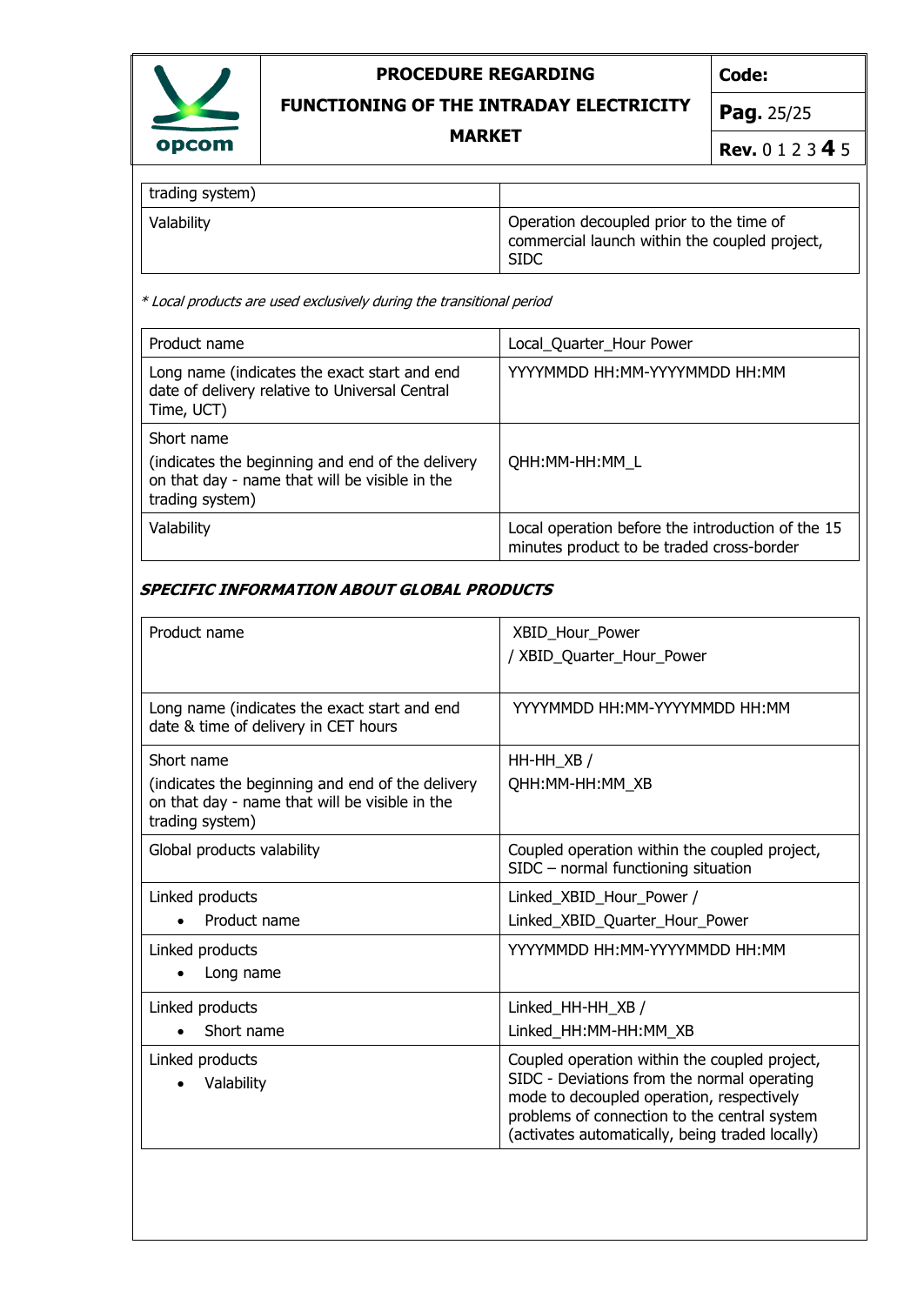| | |
|---|---|
| trading system) | |
| Valability | Operation decoupled prior to the time of commercial launch within the coupled project, SIDC |

*\* Local products are used exclusively during the transitional period*

| | |
|---|---|
| Product name | Local_Quarter_Hour Power |
| Long name (indicates the exact start and end date of delivery relative to Universal Central Time, UCT) | YYYYMMDD HH:MM-YYYYMMDD HH:MM |
| Short name (indicates the beginning and end of the delivery on that day - name that will be visible in the trading system) | QHH:MM-HH:MM_L |
| Valability | Local operation before the introduction of the 15 minutes product to be traded cross-border |

***SPECIFIC INFORMATION ABOUT GLOBAL PRODUCTS***

| | |
|---|---|
| Product name | XBID_Hour_Power / XBID_Quarter_Hour_Power |
| Long name (indicates the exact start and end date & time of delivery in CET hours | YYYYMMDD HH:MM-YYYYMMDD HH:MM |
| Short name (indicates the beginning and end of the delivery on that day - name that will be visible in the trading system) | HH-HH_XB / QHH:MM-HH:MM_XB |
| Global products valability | Coupled operation within the coupled project, SIDC – normal functioning situation |
| Linked products<br>• Product name | Linked_XBID_Hour_Power / Linked_XBID_Quarter_Hour_Power |
| Linked products<br>• Long name | YYYYMMDD HH:MM-YYYYMMDD HH:MM |
| Linked products<br>• Short name | Linked_HH-HH_XB / Linked_HH:MM-HH:MM_XB |
| Linked products<br>• Valability | Coupled operation within the coupled project, SIDC - Deviations from the normal operating mode to decoupled operation, respectively problems of connection to the central system (activates automatically, being traded locally) |